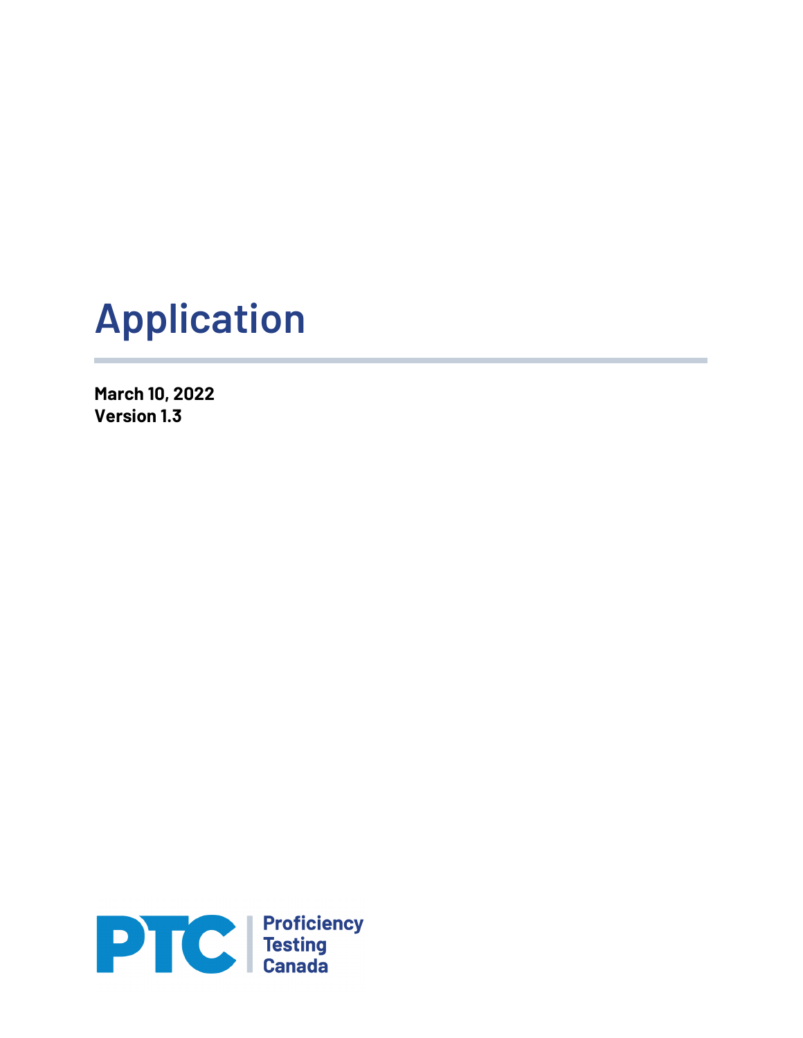# Application

**March 10, 2022**
**Version 1.3**

PTC | Proficiency Testing Canada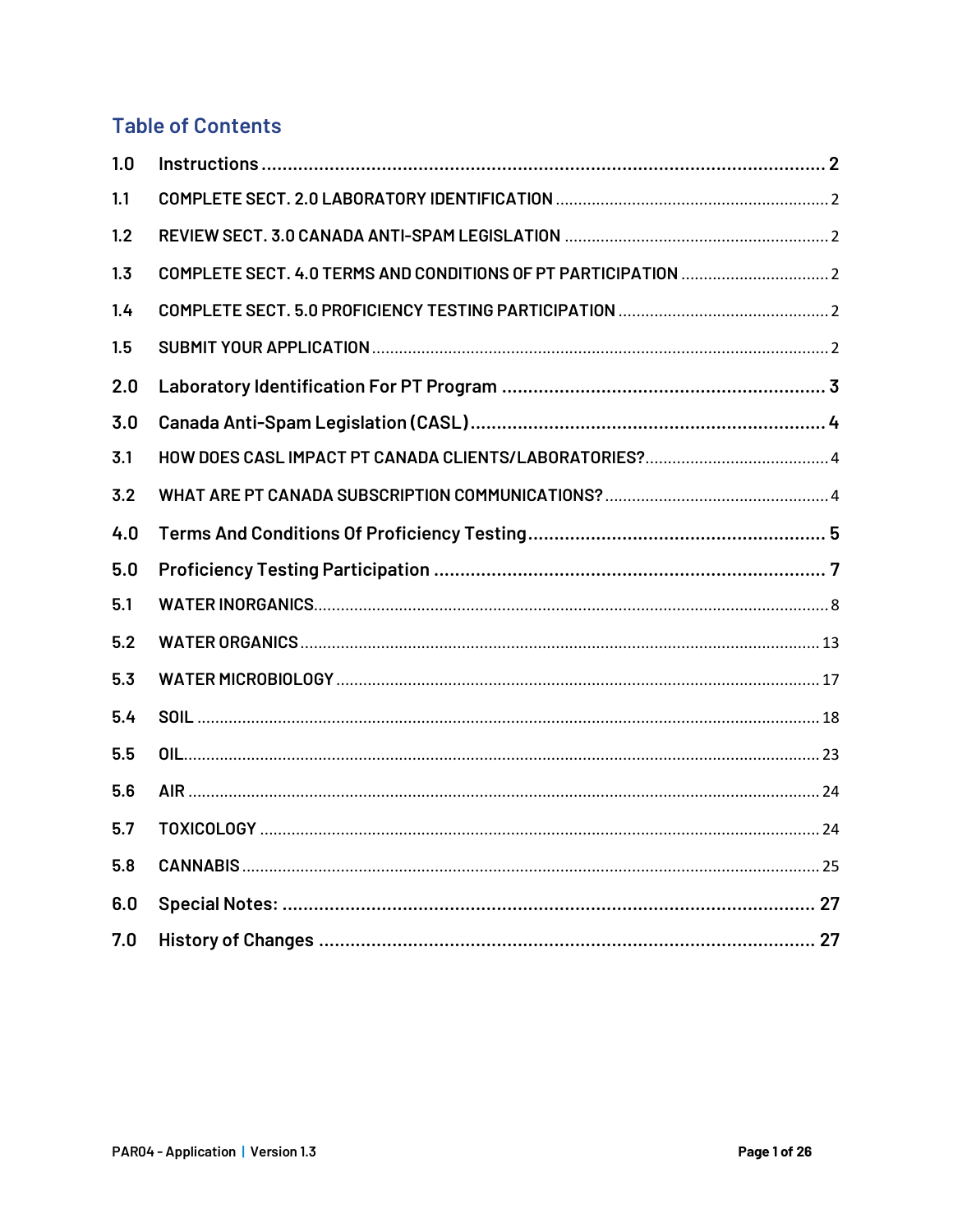## Table of Contents

| | | |
|---|---|---|
| **1.0** | **Instructions** | **2** |
| 1.1 | COMPLETE SECT. 2.0 LABORATORY IDENTIFICATION | 2 |
| 1.2 | REVIEW SECT. 3.0 CANADA ANTI-SPAM LEGISLATION | 2 |
| 1.3 | COMPLETE SECT. 4.0 TERMS AND CONDITIONS OF PT PARTICIPATION | 2 |
| 1.4 | COMPLETE SECT. 5.0 PROFICIENCY TESTING PARTICIPATION | 2 |
| 1.5 | SUBMIT YOUR APPLICATION | 2 |
| **2.0** | **Laboratory Identification For PT Program** | **3** |
| **3.0** | **Canada Anti-Spam Legislation (CASL)** | **4** |
| 3.1 | HOW DOES CASL IMPACT PT CANADA CLIENTS/LABORATORIES? | 4 |
| 3.2 | WHAT ARE PT CANADA SUBSCRIPTION COMMUNICATIONS? | 4 |
| **4.0** | **Terms And Conditions Of Proficiency Testing** | **5** |
| **5.0** | **Proficiency Testing Participation** | **7** |
| 5.1 | WATER INORGANICS | 8 |
| 5.2 | WATER ORGANICS | 13 |
| 5.3 | WATER MICROBIOLOGY | 17 |
| 5.4 | SOIL | 18 |
| 5.5 | OIL | 23 |
| 5.6 | AIR | 24 |
| 5.7 | TOXICOLOGY | 24 |
| 5.8 | CANNABIS | 25 |
| **6.0** | **Special Notes:** | **27** |
| **7.0** | **History of Changes** | **27** |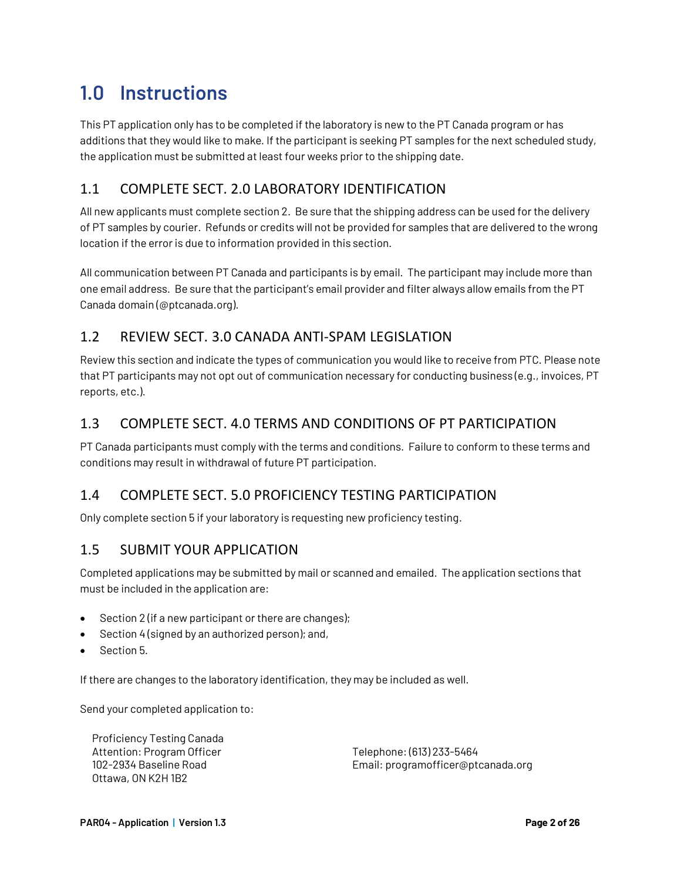# 1.0 Instructions

This PT application only has to be completed if the laboratory is new to the PT Canada program or has additions that they would like to make. If the participant is seeking PT samples for the next scheduled study, the application must be submitted at least four weeks prior to the shipping date.

## 1.1 COMPLETE SECT. 2.0 LABORATORY IDENTIFICATION

All new applicants must complete section 2. Be sure that the shipping address can be used for the delivery of PT samples by courier. Refunds or credits will not be provided for samples that are delivered to the wrong location if the error is due to information provided in this section.

All communication between PT Canada and participants is by email. The participant may include more than one email address. Be sure that the participant's email provider and filter always allow emails from the PT Canada domain (@ptcanada.org).

## 1.2 REVIEW SECT. 3.0 CANADA ANTI-SPAM LEGISLATION

Review this section and indicate the types of communication you would like to receive from PTC. Please note that PT participants may not opt out of communication necessary for conducting business (e.g., invoices, PT reports, etc.).

## 1.3 COMPLETE SECT. 4.0 TERMS AND CONDITIONS OF PT PARTICIPATION

PT Canada participants must comply with the terms and conditions. Failure to conform to these terms and conditions may result in withdrawal of future PT participation.

## 1.4 COMPLETE SECT. 5.0 PROFICIENCY TESTING PARTICIPATION

Only complete section 5 if your laboratory is requesting new proficiency testing.

## 1.5 SUBMIT YOUR APPLICATION

Completed applications may be submitted by mail or scanned and emailed. The application sections that must be included in the application are:

- Section 2 (if a new participant or there are changes);
- Section 4 (signed by an authorized person); and,
- Section 5.

If there are changes to the laboratory identification, they may be included as well.

Send your completed application to:

Proficiency Testing Canada
Attention: Program Officer
102-2934 Baseline Road
Ottawa, ON K2H 1B2

Telephone: (613) 233-5464
Email: programofficer@ptcanada.org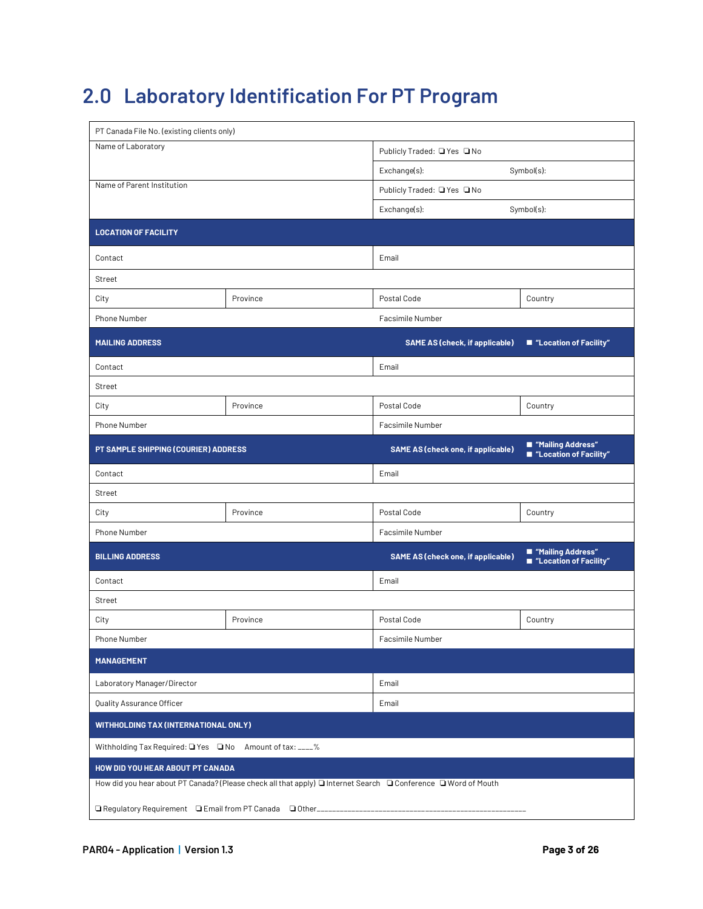# 2.0 Laboratory Identification For PT Program

| PT Canada File No. (existing clients only) | | | |
|---|---|---|---|
| Name of Laboratory | | Publicly Traded: ❑ Yes ❑ No | |
| | | Exchange(s): | Symbol(s): |
| Name of Parent Institution | | Publicly Traded: ❑ Yes ❑ No | |
| | | Exchange(s): | Symbol(s): |
| **LOCATION OF FACILITY** | | | |
| Contact | | Email | |
| Street | | | |
| City | Province | Postal Code | Country |
| Phone Number | | Facsimile Number | |
| **MAILING ADDRESS** | | **SAME AS (check, if applicable)** | ■ **"Location of Facility"** |
| Contact | | Email | |
| Street | | | |
| City | Province | Postal Code | Country |
| Phone Number | | Facsimile Number | |
| **PT SAMPLE SHIPPING (COURIER) ADDRESS** | | **SAME AS (check one, if applicable)** | ■ **"Mailing Address"** ■ **"Location of Facility"** |
| Contact | | Email | |
| Street | | | |
| City | Province | Postal Code | Country |
| Phone Number | | Facsimile Number | |
| **BILLING ADDRESS** | | **SAME AS (check one, if applicable)** | ■ **"Mailing Address"** ■ **"Location of Facility"** |
| Contact | | Email | |
| Street | | | |
| City | Province | Postal Code | Country |
| Phone Number | | Facsimile Number | |
| **MANAGEMENT** | | | |
| Laboratory Manager/Director | | Email | |
| Quality Assurance Officer | | Email | |
| **WITHHOLDING TAX (INTERNATIONAL ONLY)** | | | |
| Withholding Tax Required: ❑ Yes ❑ No Amount of tax: ____% | | | |
| **HOW DID YOU HEAR ABOUT PT CANADA** | | | |
| How did you hear about PT Canada? (Please check all that apply) ❑ Internet Search ❑ Conference ❑ Word of Mouth ❑ Regulatory Requirement ❑ Email from PT Canada ❑ Other________________________________________________________ | | | |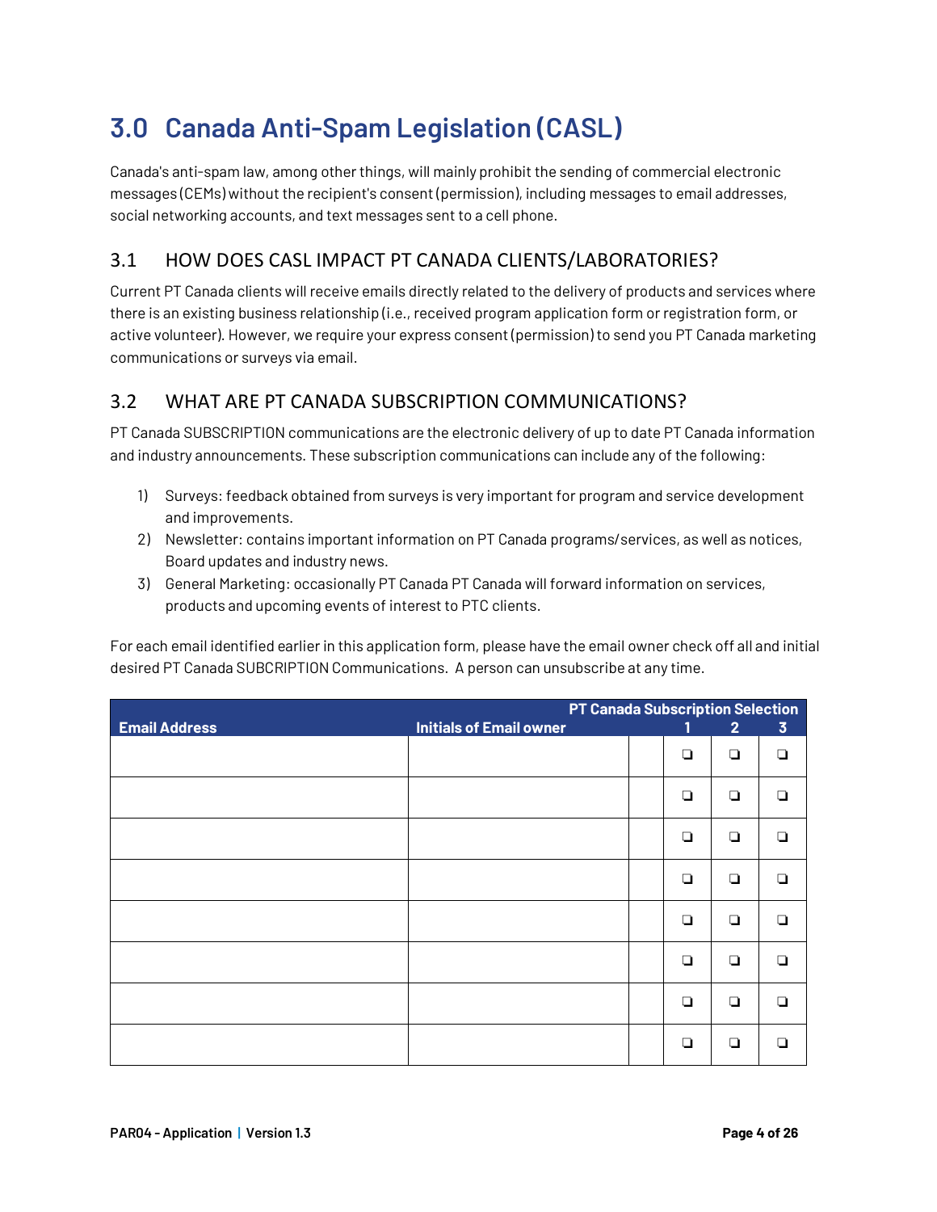# 3.0 Canada Anti-Spam Legislation (CASL)

Canada's anti-spam law, among other things, will mainly prohibit the sending of commercial electronic messages (CEMs) without the recipient's consent (permission), including messages to email addresses, social networking accounts, and text messages sent to a cell phone.

## 3.1 HOW DOES CASL IMPACT PT CANADA CLIENTS/LABORATORIES?

Current PT Canada clients will receive emails directly related to the delivery of products and services where there is an existing business relationship (i.e., received program application form or registration form, or active volunteer). However, we require your express consent (permission) to send you PT Canada marketing communications or surveys via email.

## 3.2 WHAT ARE PT CANADA SUBSCRIPTION COMMUNICATIONS?

PT Canada SUBSCRIPTION communications are the electronic delivery of up to date PT Canada information and industry announcements. These subscription communications can include any of the following:

1) Surveys: feedback obtained from surveys is very important for program and service development and improvements.
2) Newsletter: contains important information on PT Canada programs/services, as well as notices, Board updates and industry news.
3) General Marketing: occasionally PT Canada PT Canada will forward information on services, products and upcoming events of interest to PTC clients.

For each email identified earlier in this application form, please have the email owner check off all and initial desired PT Canada SUBCRIPTION Communications. A person can unsubscribe at any time.

| Email Address | Initials of Email owner | | PT Canada Subscription Selection 1 | 2 | 3 |
|---|---|---|---|---|---|
| | | | ❑ | ❑ | ❑ |
| | | | ❑ | ❑ | ❑ |
| | | | ❑ | ❑ | ❑ |
| | | | ❑ | ❑ | ❑ |
| | | | ❑ | ❑ | ❑ |
| | | | ❑ | ❑ | ❑ |
| | | | ❑ | ❑ | ❑ |
| | | | ❑ | ❑ | ❑ |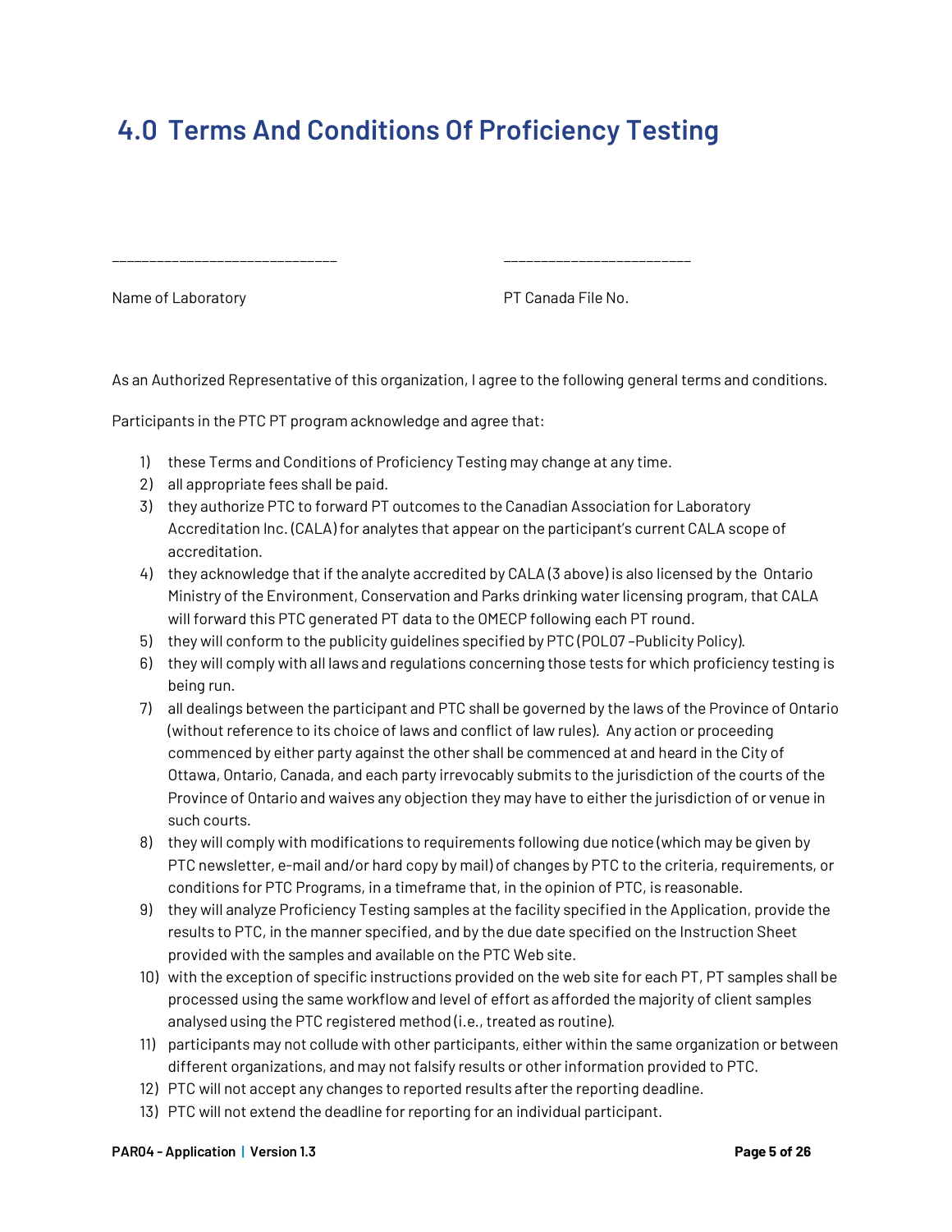# 4.0 Terms And Conditions Of Proficiency Testing

_______________________________ _____________________________

Name of Laboratory PT Canada File No.

As an Authorized Representative of this organization, I agree to the following general terms and conditions.

Participants in the PTC PT program acknowledge and agree that:

1) these Terms and Conditions of Proficiency Testing may change at any time.
2) all appropriate fees shall be paid.
3) they authorize PTC to forward PT outcomes to the Canadian Association for Laboratory Accreditation Inc. (CALA) for analytes that appear on the participant's current CALA scope of accreditation.
4) they acknowledge that if the analyte accredited by CALA (3 above) is also licensed by the Ontario Ministry of the Environment, Conservation and Parks drinking water licensing program, that CALA will forward this PTC generated PT data to the OMECP following each PT round.
5) they will conform to the publicity guidelines specified by PTC (POL07 –Publicity Policy).
6) they will comply with all laws and regulations concerning those tests for which proficiency testing is being run.
7) all dealings between the participant and PTC shall be governed by the laws of the Province of Ontario (without reference to its choice of laws and conflict of law rules). Any action or proceeding commenced by either party against the other shall be commenced at and heard in the City of Ottawa, Ontario, Canada, and each party irrevocably submits to the jurisdiction of the courts of the Province of Ontario and waives any objection they may have to either the jurisdiction of or venue in such courts.
8) they will comply with modifications to requirements following due notice (which may be given by PTC newsletter, e-mail and/or hard copy by mail) of changes by PTC to the criteria, requirements, or conditions for PTC Programs, in a timeframe that, in the opinion of PTC, is reasonable.
9) they will analyze Proficiency Testing samples at the facility specified in the Application, provide the results to PTC, in the manner specified, and by the due date specified on the Instruction Sheet provided with the samples and available on the PTC Web site.
10) with the exception of specific instructions provided on the web site for each PT, PT samples shall be processed using the same workflow and level of effort as afforded the majority of client samples analysed using the PTC registered method (i.e., treated as routine).
11) participants may not collude with other participants, either within the same organization or between different organizations, and may not falsify results or other information provided to PTC.
12) PTC will not accept any changes to reported results after the reporting deadline.
13) PTC will not extend the deadline for reporting for an individual participant.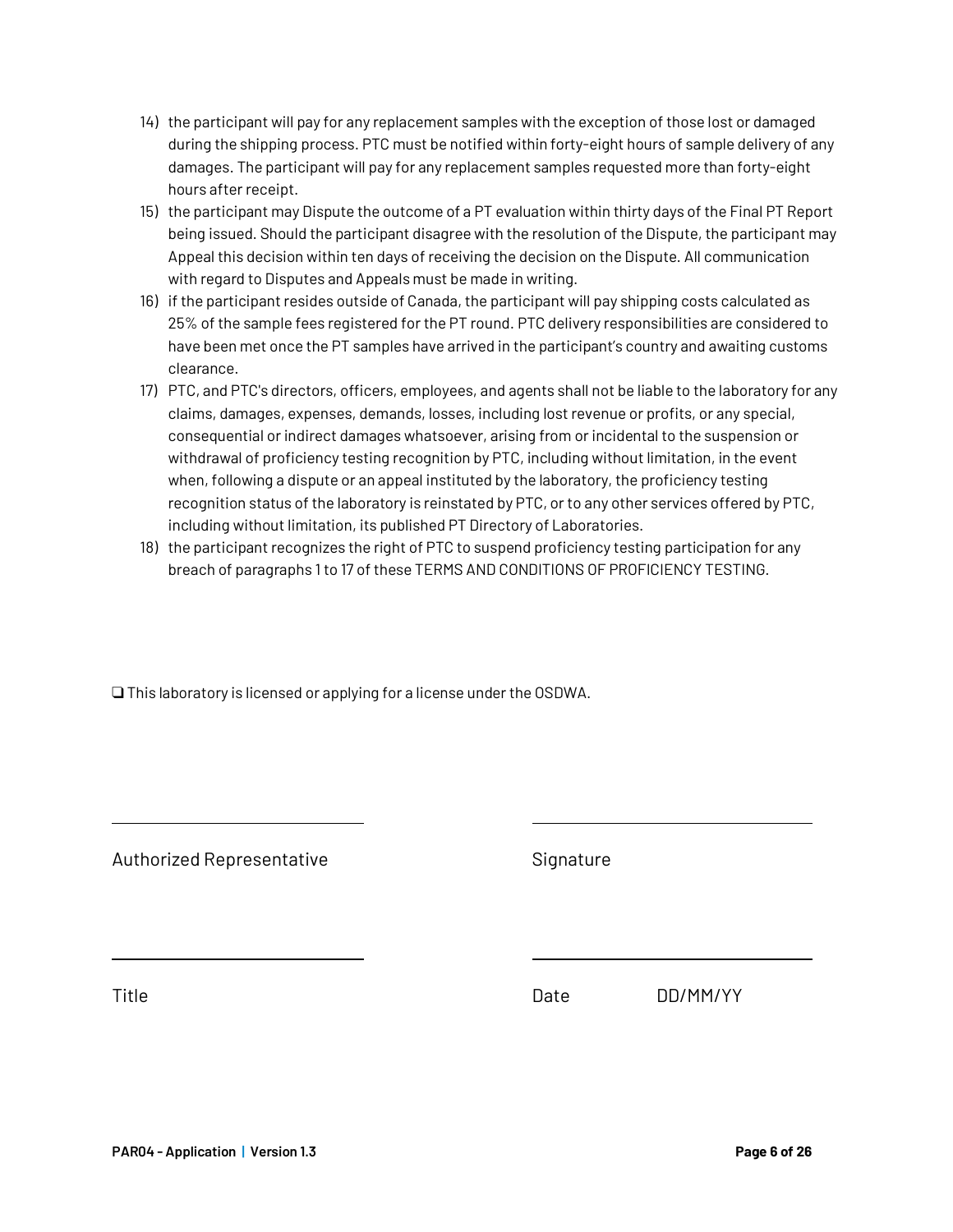14) the participant will pay for any replacement samples with the exception of those lost or damaged during the shipping process. PTC must be notified within forty-eight hours of sample delivery of any damages. The participant will pay for any replacement samples requested more than forty-eight hours after receipt.
15) the participant may Dispute the outcome of a PT evaluation within thirty days of the Final PT Report being issued. Should the participant disagree with the resolution of the Dispute, the participant may Appeal this decision within ten days of receiving the decision on the Dispute. All communication with regard to Disputes and Appeals must be made in writing.
16) if the participant resides outside of Canada, the participant will pay shipping costs calculated as 25% of the sample fees registered for the PT round. PTC delivery responsibilities are considered to have been met once the PT samples have arrived in the participant's country and awaiting customs clearance.
17) PTC, and PTC's directors, officers, employees, and agents shall not be liable to the laboratory for any claims, damages, expenses, demands, losses, including lost revenue or profits, or any special, consequential or indirect damages whatsoever, arising from or incidental to the suspension or withdrawal of proficiency testing recognition by PTC, including without limitation, in the event when, following a dispute or an appeal instituted by the laboratory, the proficiency testing recognition status of the laboratory is reinstated by PTC, or to any other services offered by PTC, including without limitation, its published PT Directory of Laboratories.
18) the participant recognizes the right of PTC to suspend proficiency testing participation for any breach of paragraphs 1 to 17 of these TERMS AND CONDITIONS OF PROFICIENCY TESTING.

❑ This laboratory is licensed or applying for a license under the OSDWA.

| | |
|---|---|
| ____________________ | ____________________ |
| Authorized Representative | Signature |
| ____________________ | ____________________ |
| Title | Date DD/MM/YY |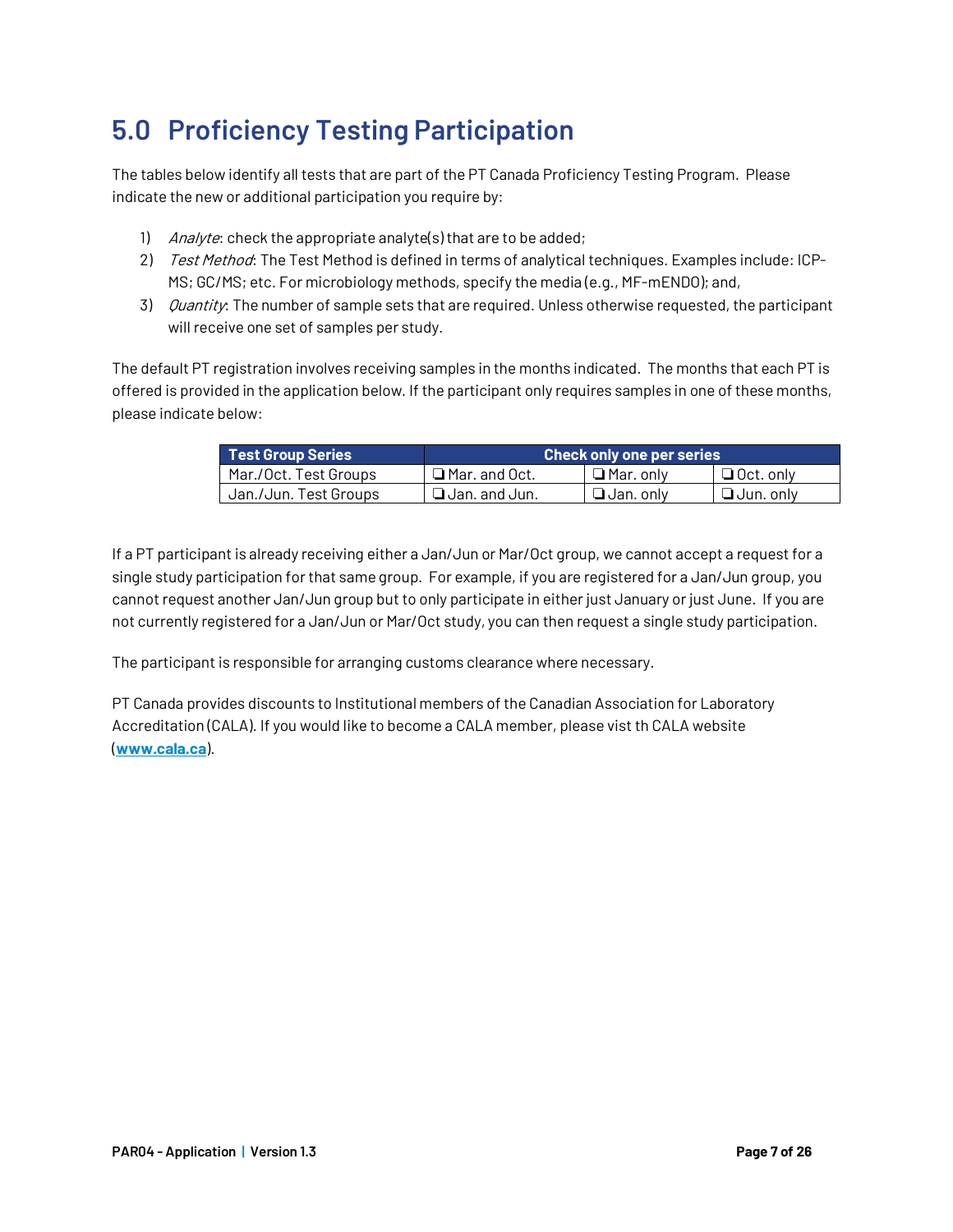# 5.0 Proficiency Testing Participation

The tables below identify all tests that are part of the PT Canada Proficiency Testing Program. Please indicate the new or additional participation you require by:

1) *Analyte*: check the appropriate analyte(s) that are to be added;
2) *Test Method*: The Test Method is defined in terms of analytical techniques. Examples include: ICP-MS; GC/MS; etc. For microbiology methods, specify the media (e.g., MF-mENDO); and,
3) *Quantity*: The number of sample sets that are required. Unless otherwise requested, the participant will receive one set of samples per study.

The default PT registration involves receiving samples in the months indicated. The months that each PT is offered is provided in the application below. If the participant only requires samples in one of these months, please indicate below:

| Test Group Series | Check only one per series | | |
|---|---|---|---|
| Mar./Oct. Test Groups | ❑ Mar. and Oct. | ❑ Mar. only | ❑ Oct. only |
| Jan./Jun. Test Groups | ❑ Jan. and Jun. | ❑ Jan. only | ❑ Jun. only |

If a PT participant is already receiving either a Jan/Jun or Mar/Oct group, we cannot accept a request for a single study participation for that same group. For example, if you are registered for a Jan/Jun group, you cannot request another Jan/Jun group but to only participate in either just January or just June. If you are not currently registered for a Jan/Jun or Mar/Oct study, you can then request a single study participation.

The participant is responsible for arranging customs clearance where necessary.

PT Canada provides discounts to Institutional members of the Canadian Association for Laboratory Accreditation (CALA). If you would like to become a CALA member, please vist th CALA website (**www.cala.ca**).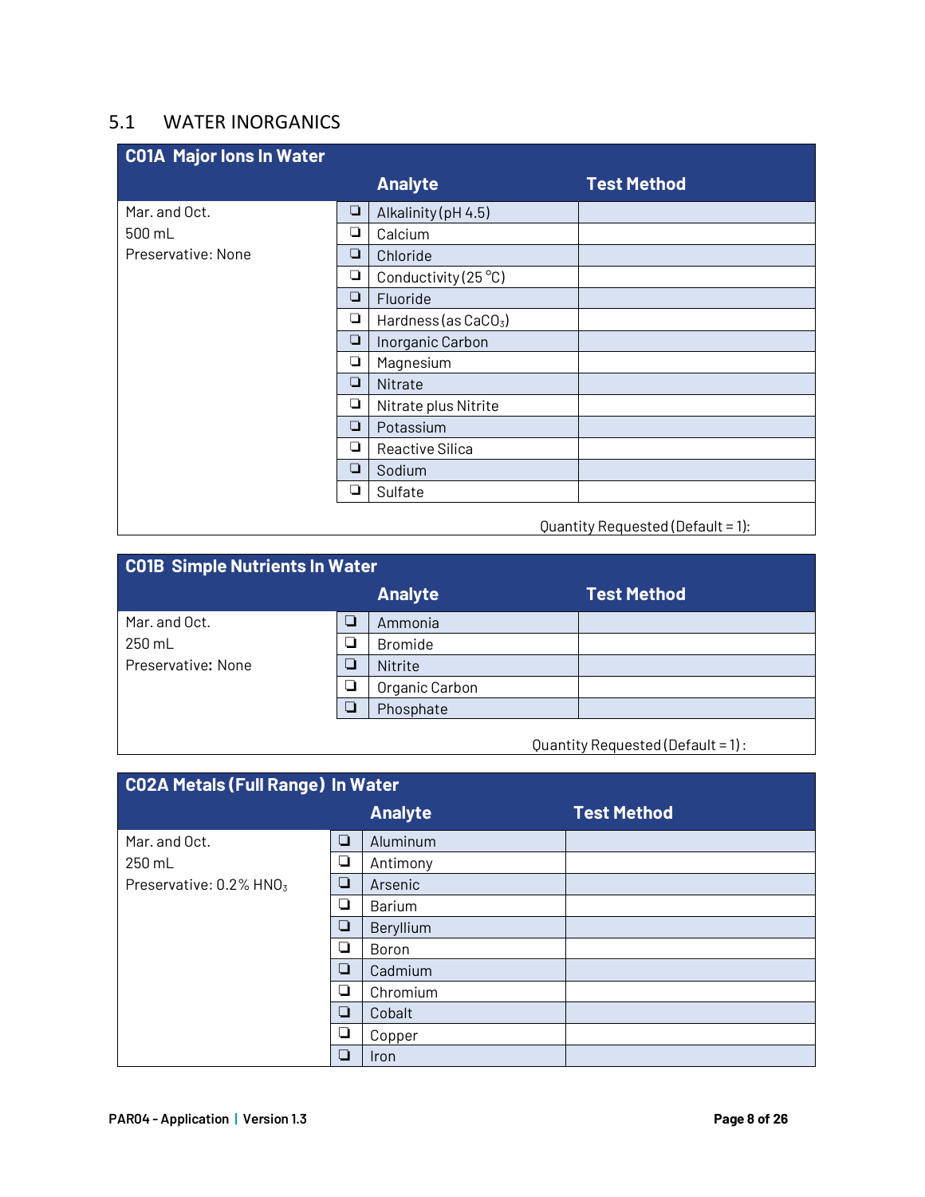## 5.1 WATER INORGANICS

| C01A Major Ions In Water | | Analyte | Test Method |
|---|---|---|---|
| Mar. and Oct. | ❑ | Alkalinity (pH 4.5) | |
| 500 mL | ❑ | Calcium | |
| Preservative: None | ❑ | Chloride | |
| | ❑ | Conductivity (25 °C) | |
| | ❑ | Fluoride | |
| | ❑ | Hardness (as $CaCO_3$) | |
| | ❑ | Inorganic Carbon | |
| | ❑ | Magnesium | |
| | ❑ | Nitrate | |
| | ❑ | Nitrate plus Nitrite | |
| | ❑ | Potassium | |
| | ❑ | Reactive Silica | |
| | ❑ | Sodium | |
| | ❑ | Sulfate | |
| | | Quantity Requested (Default = 1): | |

| C01B Simple Nutrients In Water | | Analyte | Test Method |
|---|---|---|---|
| Mar. and Oct. | ❑ | Ammonia | |
| 250 mL | ❑ | Bromide | |
| Preservative: None | ❑ | Nitrite | |
| | ❑ | Organic Carbon | |
| | ❑ | Phosphate | |
| | | Quantity Requested (Default = 1): | |

| C02A Metals (Full Range) In Water | | Analyte | Test Method |
|---|---|---|---|
| Mar. and Oct. | ❑ | Aluminum | |
| 250 mL | ❑ | Antimony | |
| Preservative: 0.2% $HNO_3$ | ❑ | Arsenic | |
| | ❑ | Barium | |
| | ❑ | Beryllium | |
| | ❑ | Boron | |
| | ❑ | Cadmium | |
| | ❑ | Chromium | |
| | ❑ | Cobalt | |
| | ❑ | Copper | |
| | ❑ | Iron | |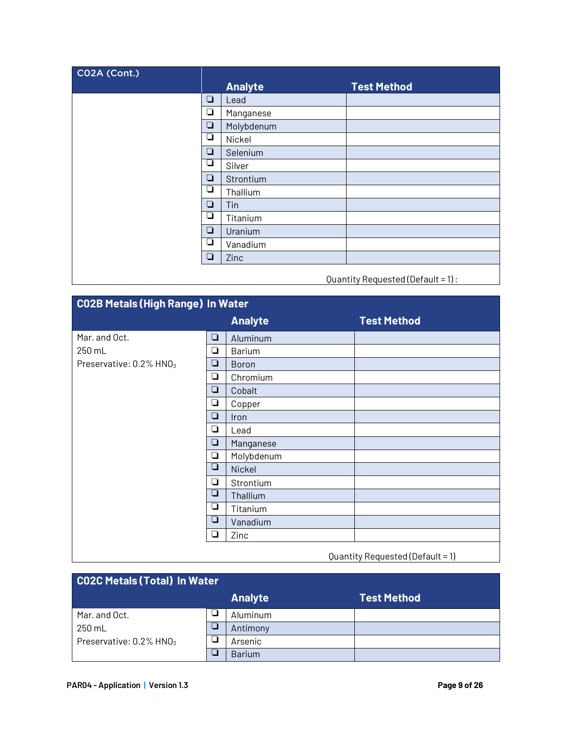| C02A (Cont.) | | Analyte | Test Method |
|---|---|---|---|
| | ❏ | Lead | |
| | ❏ | Manganese | |
| | ❏ | Molybdenum | |
| | ❏ | Nickel | |
| | ❏ | Selenium | |
| | ❏ | Silver | |
| | ❏ | Strontium | |
| | ❏ | Thallium | |
| | ❏ | Tin | |
| | ❏ | Titanium | |
| | ❏ | Uranium | |
| | ❏ | Vanadium | |
| | ❏ | Zinc | |
| | | | Quantity Requested (Default = 1): |

| C02B Metals (High Range) In Water | | Analyte | Test Method |
|---|---|---|---|
| Mar. and Oct.<br>250 mL<br>Preservative: 0.2% $HNO_3$ | ❏ | Aluminum | |
| | ❏ | Barium | |
| | ❏ | Boron | |
| | ❏ | Chromium | |
| | ❏ | Cobalt | |
| | ❏ | Copper | |
| | ❏ | Iron | |
| | ❏ | Lead | |
| | ❏ | Manganese | |
| | ❏ | Molybdenum | |
| | ❏ | Nickel | |
| | ❏ | Strontium | |
| | ❏ | Thallium | |
| | ❏ | Titanium | |
| | ❏ | Vanadium | |
| | ❏ | Zinc | |
| | | | Quantity Requested (Default = 1) |

| C02C Metals (Total) In Water | | Analyte | Test Method |
|---|---|---|---|
| Mar. and Oct.<br>250 mL<br>Preservative: 0.2% $HNO_3$ | ❏ | Aluminum | |
| | ❏ | Antimony | |
| | ❏ | Arsenic | |
| | ❏ | Barium | |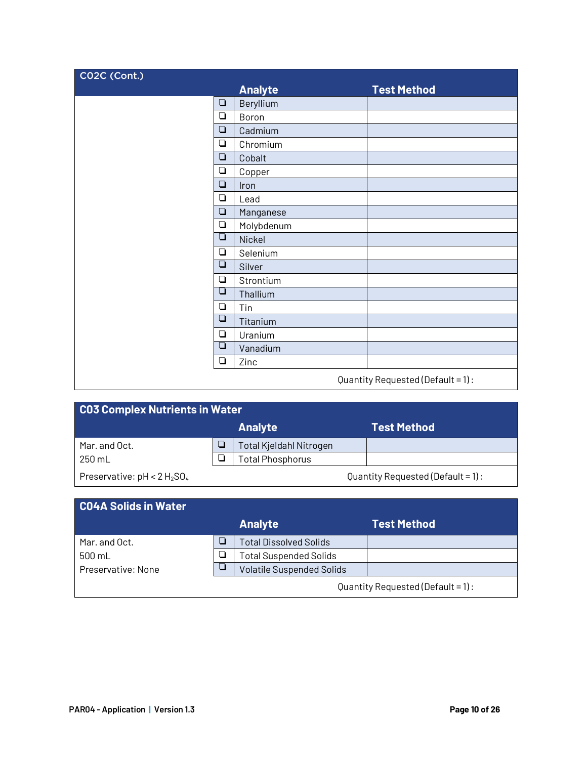## C02C (Cont.)

| | | Analyte | Test Method |
|---|---|---|---|
| | ❏ | Beryllium | |
| | ❏ | Boron | |
| | ❏ | Cadmium | |
| | ❏ | Chromium | |
| | ❏ | Cobalt | |
| | ❏ | Copper | |
| | ❏ | Iron | |
| | ❏ | Lead | |
| | ❏ | Manganese | |
| | ❏ | Molybdenum | |
| | ❏ | Nickel | |
| | ❏ | Selenium | |
| | ❏ | Silver | |
| | ❏ | Strontium | |
| | ❏ | Thallium | |
| | ❏ | Tin | |
| | ❏ | Titanium | |
| | ❏ | Uranium | |
| | ❏ | Vanadium | |
| | ❏ | Zinc | |

Quantity Requested (Default = 1) :

## C03 Complex Nutrients in Water

| | | Analyte | Test Method |
|---|---|---|---|
| Mar. and Oct. | ❏ | Total Kjeldahl Nitrogen | |
| 250 mL | ❏ | Total Phosphorus | |

Preservative: pH < 2 $H_2SO_4$

Quantity Requested (Default = 1) :

## C04A Solids in Water

| | | Analyte | Test Method |
|---|---|---|---|
| Mar. and Oct. | ❏ | Total Dissolved Solids | |
| 500 mL | ❏ | Total Suspended Solids | |
| Preservative: None | ❏ | Volatile Suspended Solids | |

Quantity Requested (Default = 1) :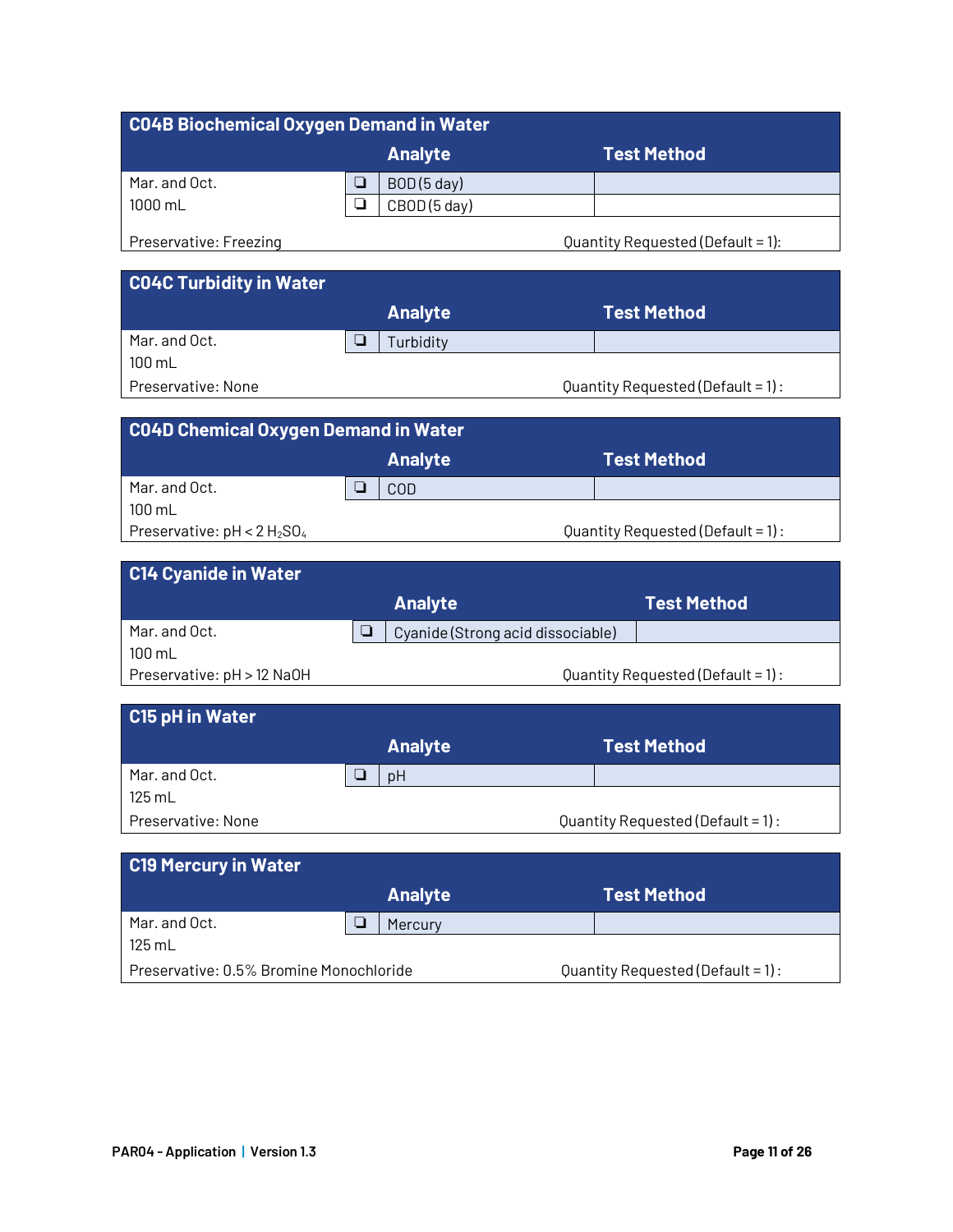## C04B Biochemical Oxygen Demand in Water

| | | Analyte | Test Method |
|---|---|---|---|
| Mar. and Oct. | ❑ | BOD (5 day) | |
| 1000 mL | ❑ | CBOD (5 day) | |
| Preservative: Freezing | | | Quantity Requested (Default = 1): |

## C04C Turbidity in Water

| | | Analyte | Test Method |
|---|---|---|---|
| Mar. and Oct. | ❑ | Turbidity | |
| 100 mL | | | |
| Preservative: None | | | Quantity Requested (Default = 1) : |

## C04D Chemical Oxygen Demand in Water

| | | Analyte | Test Method |
|---|---|---|---|
| Mar. and Oct. | ❑ | COD | |
| 100 mL | | | |
| Preservative: pH < 2 $H_2SO_4$ | | | Quantity Requested (Default = 1) : |

## C14 Cyanide in Water

| | | Analyte | Test Method |
|---|---|---|---|
| Mar. and Oct. | ❑ | Cyanide (Strong acid dissociable) | |
| 100 mL | | | |
| Preservative: pH > 12 NaOH | | | Quantity Requested (Default = 1) : |

## C15 pH in Water

| | | Analyte | Test Method |
|---|---|---|---|
| Mar. and Oct. | ❑ | pH | |
| 125 mL | | | |
| Preservative: None | | | Quantity Requested (Default = 1) : |

## C19 Mercury in Water

| | | Analyte | Test Method |
|---|---|---|---|
| Mar. and Oct. | ❑ | Mercury | |
| 125 mL | | | |
| Preservative: 0.5% Bromine Monochloride | | | Quantity Requested (Default = 1) : |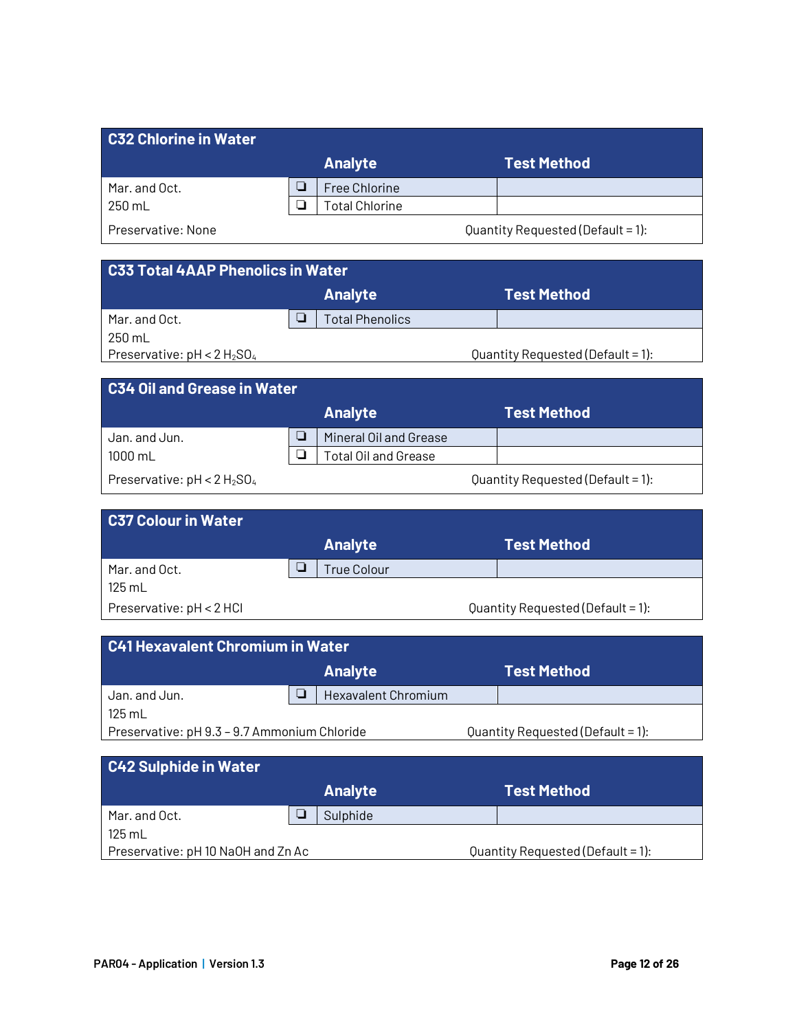## C32 Chlorine in Water

| | | Analyte | Test Method |
|---|---|---|---|
| Mar. and Oct. | ❑ | Free Chlorine | |
| 250 mL | ❑ | Total Chlorine | |
| Preservative: None | | | Quantity Requested (Default = 1): |

## C33 Total 4AAP Phenolics in Water

| | | Analyte | Test Method |
|---|---|---|---|
| Mar. and Oct. | ❑ | Total Phenolics | |
| 250 mL | | | |
| Preservative: pH < 2 $H_2SO_4$ | | | Quantity Requested (Default = 1): |

## C34 Oil and Grease in Water

| | | Analyte | Test Method |
|---|---|---|---|
| Jan. and Jun. | ❑ | Mineral Oil and Grease | |
| 1000 mL | ❑ | Total Oil and Grease | |
| Preservative: pH < 2 $H_2SO_4$ | | | Quantity Requested (Default = 1): |

## C37 Colour in Water

| | | Analyte | Test Method |
|---|---|---|---|
| Mar. and Oct. | ❑ | True Colour | |
| 125 mL | | | |
| Preservative: pH < 2 HCl | | | Quantity Requested (Default = 1): |

## C41 Hexavalent Chromium in Water

| | | Analyte | Test Method |
|---|---|---|---|
| Jan. and Jun. | ❑ | Hexavalent Chromium | |
| 125 mL | | | |
| Preservative: pH 9.3 – 9.7 Ammonium Chloride | | | Quantity Requested (Default = 1): |

## C42 Sulphide in Water

| | | Analyte | Test Method |
|---|---|---|---|
| Mar. and Oct. | ❑ | Sulphide | |
| 125 mL | | | |
| Preservative: pH 10 NaOH and Zn Ac | | | Quantity Requested (Default = 1): |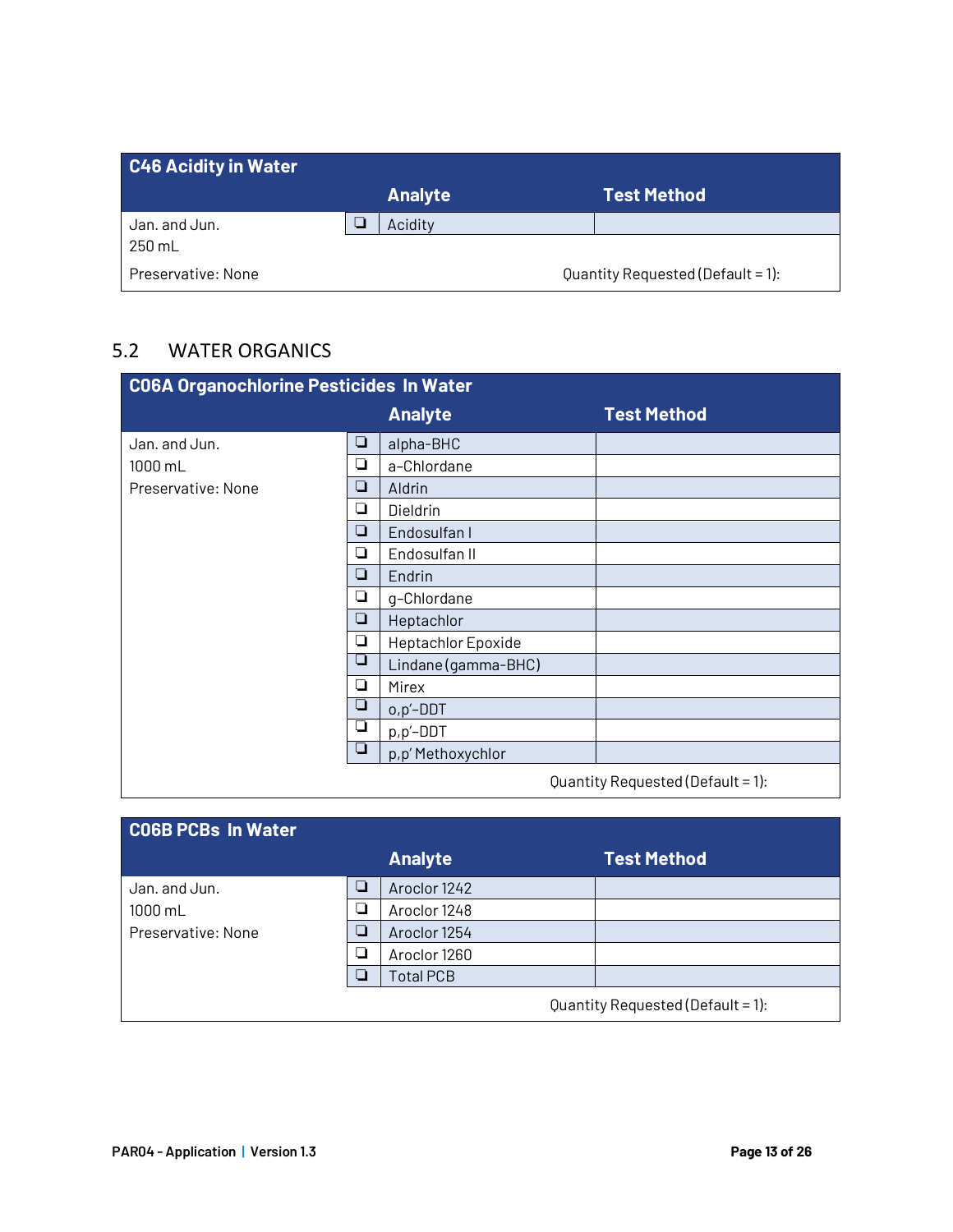| C46 Acidity in Water | | | |
|---|---|---|---|
| | | **Analyte** | **Test Method** |
| Jan. and Jun.<br>250 mL | ❑ | Acidity | |
| Preservative: None | | | Quantity Requested (Default = 1): |

## 5.2 WATER ORGANICS

| C06A Organochlorine Pesticides In Water | | | |
|---|---|---|---|
| | | **Analyte** | **Test Method** |
| Jan. and Jun. | ❑ | alpha-BHC | |
| 1000 mL | ❑ | a-Chlordane | |
| Preservative: None | ❑ | Aldrin | |
| | ❑ | Dieldrin | |
| | ❑ | Endosulfan I | |
| | ❑ | Endosulfan II | |
| | ❑ | Endrin | |
| | ❑ | g-Chlordane | |
| | ❑ | Heptachlor | |
| | ❑ | Heptachlor Epoxide | |
| | ❑ | Lindane (gamma-BHC) | |
| | ❑ | Mirex | |
| | ❑ | o,p'-DDT | |
| | ❑ | p,p'-DDT | |
| | ❑ | p,p' Methoxychlor | |
| | | | Quantity Requested (Default = 1): |

| C06B PCBs In Water | | | |
|---|---|---|---|
| | | **Analyte** | **Test Method** |
| Jan. and Jun. | ❑ | Aroclor 1242 | |
| 1000 mL | ❑ | Aroclor 1248 | |
| Preservative: None | ❑ | Aroclor 1254 | |
| | ❑ | Aroclor 1260 | |
| | ❑ | Total PCB | |
| | | | Quantity Requested (Default = 1): |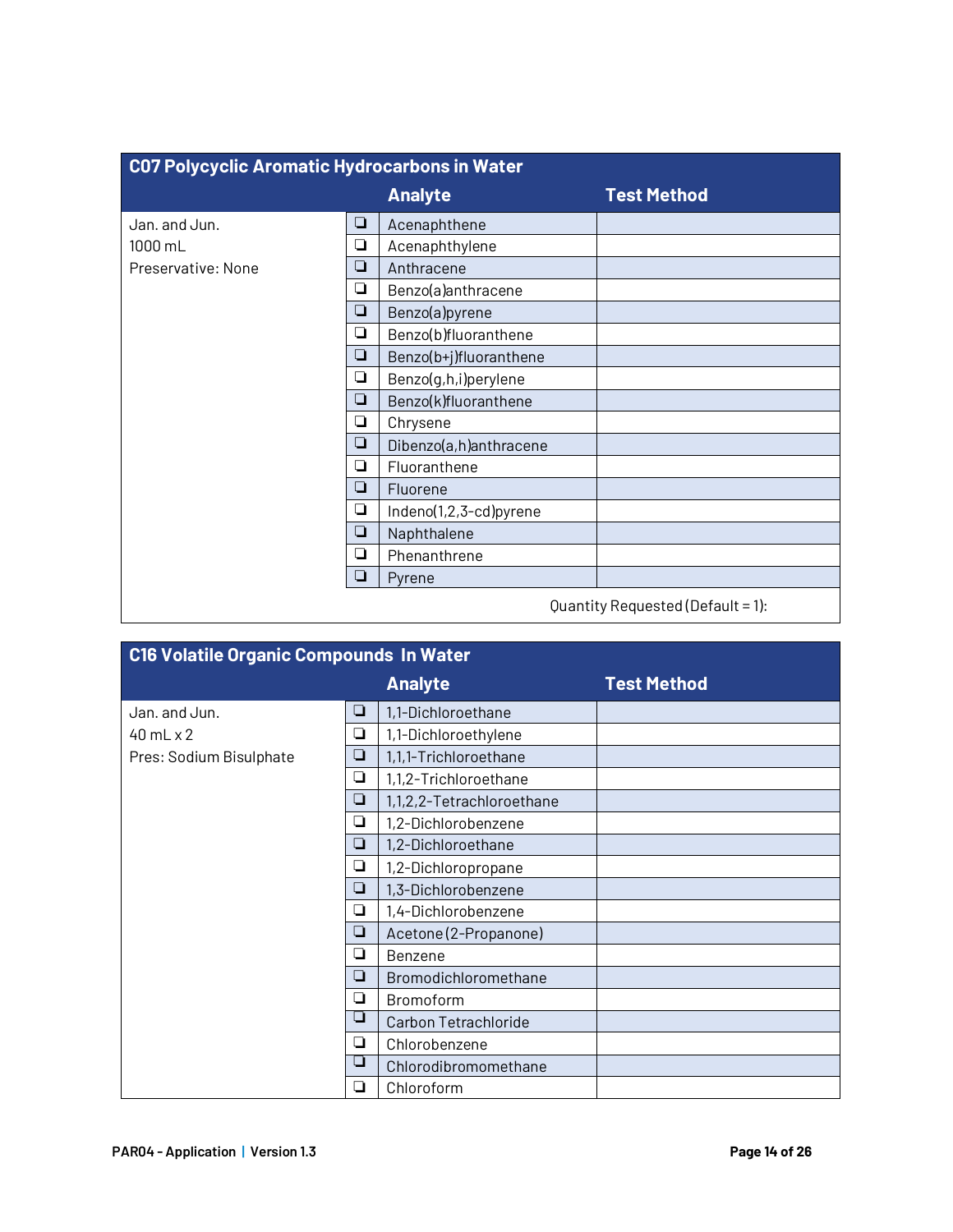| C07 Polycyclic Aromatic Hydrocarbons in Water | | | |
|---|---|---|---|
| | | **Analyte** | **Test Method** |
| Jan. and Jun.<br>1000 mL<br>Preservative: None | ❑ | Acenaphthene | |
| | ❑ | Acenaphthylene | |
| | ❑ | Anthracene | |
| | ❑ | Benzo(a)anthracene | |
| | ❑ | Benzo(a)pyrene | |
| | ❑ | Benzo(b)fluoranthene | |
| | ❑ | Benzo(b+j)fluoranthene | |
| | ❑ | Benzo(g,h,i)perylene | |
| | ❑ | Benzo(k)fluoranthene | |
| | ❑ | Chrysene | |
| | ❑ | Dibenzo(a,h)anthracene | |
| | ❑ | Fluoranthene | |
| | ❑ | Fluorene | |
| | ❑ | Indeno(1,2,3-cd)pyrene | |
| | ❑ | Naphthalene | |
| | ❑ | Phenanthrene | |
| | ❑ | Pyrene | |
| | | | Quantity Requested (Default = 1): |

| C16 Volatile Organic Compounds In Water | | | |
|---|---|---|---|
| | | **Analyte** | **Test Method** |
| Jan. and Jun.<br>40 mL x 2<br>Pres: Sodium Bisulphate | ❑ | 1,1-Dichloroethane | |
| | ❑ | 1,1-Dichloroethylene | |
| | ❑ | 1,1,1-Trichloroethane | |
| | ❑ | 1,1,2-Trichloroethane | |
| | ❑ | 1,1,2,2-Tetrachloroethane | |
| | ❑ | 1,2-Dichlorobenzene | |
| | ❑ | 1,2-Dichloroethane | |
| | ❑ | 1,2-Dichloropropane | |
| | ❑ | 1,3-Dichlorobenzene | |
| | ❑ | 1,4-Dichlorobenzene | |
| | ❑ | Acetone (2-Propanone) | |
| | ❑ | Benzene | |
| | ❑ | Bromodichloromethane | |
| | ❑ | Bromoform | |
| | ❑ | Carbon Tetrachloride | |
| | ❑ | Chlorobenzene | |
| | ❑ | Chlorodibromomethane | |
| | ❑ | Chloroform | |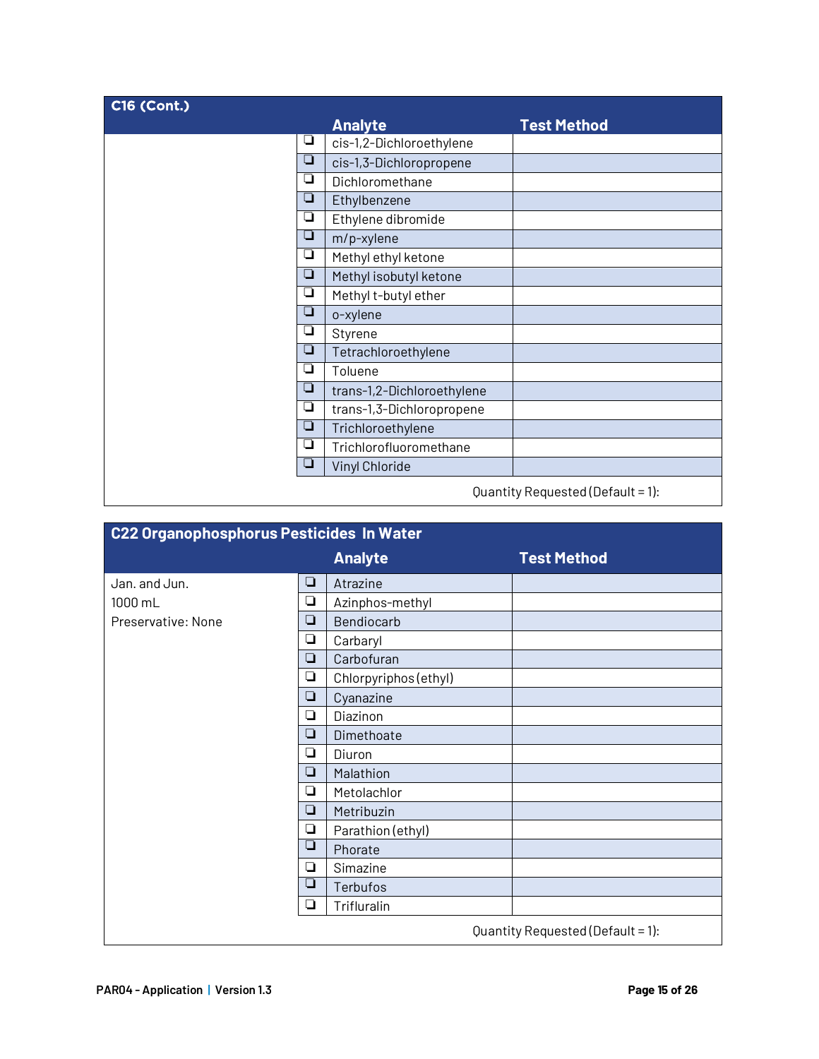## C16 (Cont.)

| | | Analyte | Test Method |
|---|---|---|---|
| | ❑ | cis-1,2-Dichloroethylene | |
| | ❑ | cis-1,3-Dichloropropene | |
| | ❑ | Dichloromethane | |
| | ❑ | Ethylbenzene | |
| | ❑ | Ethylene dibromide | |
| | ❑ | m/p-xylene | |
| | ❑ | Methyl ethyl ketone | |
| | ❑ | Methyl isobutyl ketone | |
| | ❑ | Methyl t-butyl ether | |
| | ❑ | o-xylene | |
| | ❑ | Styrene | |
| | ❑ | Tetrachloroethylene | |
| | ❑ | Toluene | |
| | ❑ | trans-1,2-Dichloroethylene | |
| | ❑ | trans-1,3-Dichloropropene | |
| | ❑ | Trichloroethylene | |
| | ❑ | Trichlorofluoromethane | |
| | ❑ | Vinyl Chloride | |

Quantity Requested (Default = 1):

## C22 Organophosphorus Pesticides In Water

| | | Analyte | Test Method |
|---|---|---|---|
| Jan. and Jun. | ❑ | Atrazine | |
| 1000 mL | ❑ | Azinphos-methyl | |
| Preservative: None | ❑ | Bendiocarb | |
| | ❑ | Carbaryl | |
| | ❑ | Carbofuran | |
| | ❑ | Chlorpyriphos (ethyl) | |
| | ❑ | Cyanazine | |
| | ❑ | Diazinon | |
| | ❑ | Dimethoate | |
| | ❑ | Diuron | |
| | ❑ | Malathion | |
| | ❑ | Metolachlor | |
| | ❑ | Metribuzin | |
| | ❑ | Parathion (ethyl) | |
| | ❑ | Phorate | |
| | ❑ | Simazine | |
| | ❑ | Terbufos | |
| | ❑ | Trifluralin | |

Quantity Requested (Default = 1):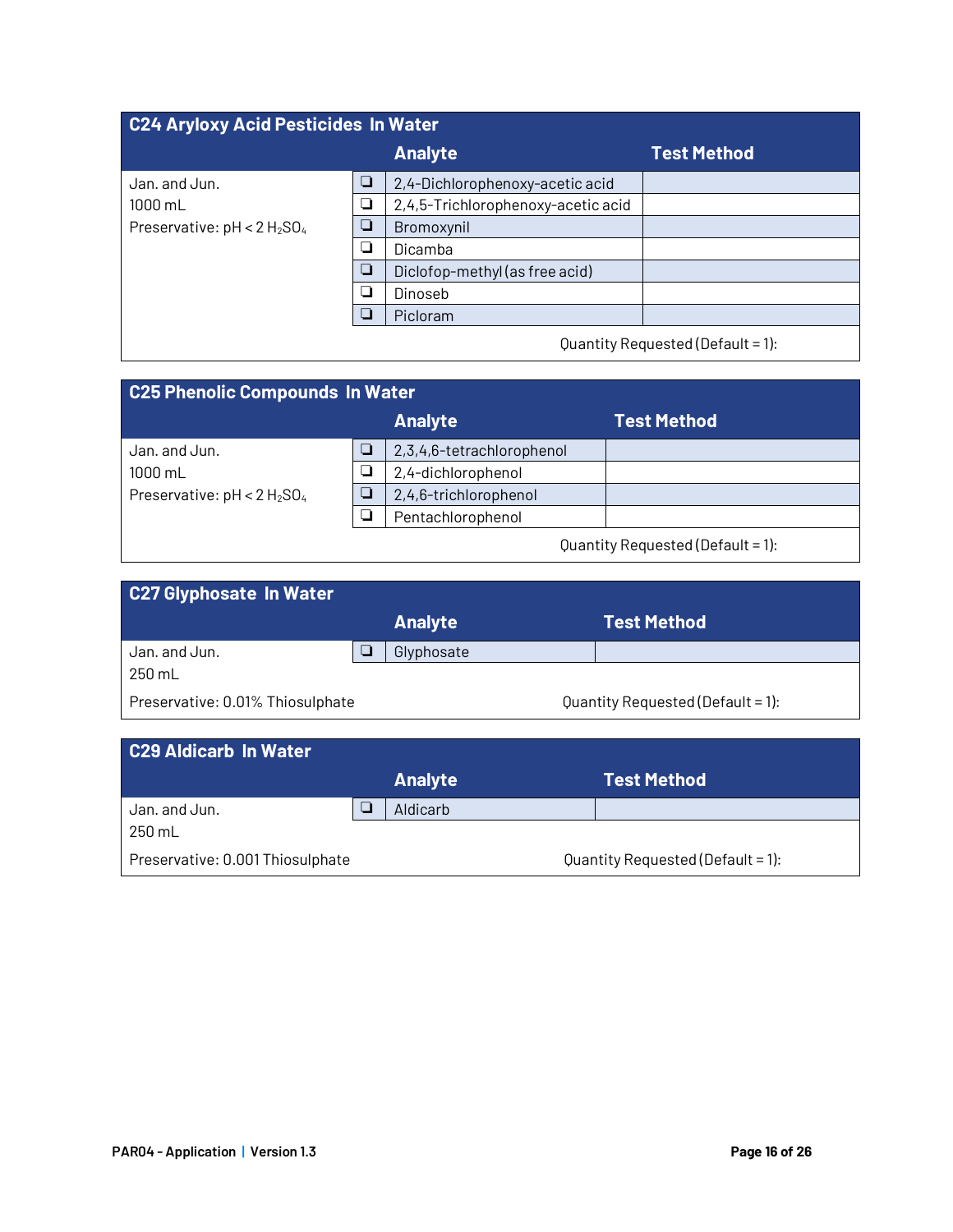## C24 Aryloxy Acid Pesticides In Water

| | | Analyte | Test Method |
|---|---|---|---|
| Jan. and Jun. | ❑ | 2,4-Dichlorophenoxy-acetic acid | |
| 1000 mL | ❑ | 2,4,5-Trichlorophenoxy-acetic acid | |
| Preservative: pH < 2 $H_2SO_4$ | ❑ | Bromoxynil | |
| | ❑ | Dicamba | |
| | ❑ | Diclofop-methyl (as free acid) | |
| | ❑ | Dinoseb | |
| | ❑ | Picloram | |

Quantity Requested (Default = 1):

## C25 Phenolic Compounds In Water

| | | Analyte | Test Method |
|---|---|---|---|
| Jan. and Jun. | ❑ | 2,3,4,6-tetrachlorophenol | |
| 1000 mL | ❑ | 2,4-dichlorophenol | |
| Preservative: pH < 2 $H_2SO_4$ | ❑ | 2,4,6-trichlorophenol | |
| | ❑ | Pentachlorophenol | |

Quantity Requested (Default = 1):

## C27 Glyphosate In Water

| | | Analyte | Test Method |
|---|---|---|---|
| Jan. and Jun. | ❑ | Glyphosate | |
| 250 mL | | | |

Preservative: 0.01% Thiosulphate

Quantity Requested (Default = 1):

## C29 Aldicarb In Water

| | | Analyte | Test Method |
|---|---|---|---|
| Jan. and Jun. | ❑ | Aldicarb | |
| 250 mL | | | |

Preservative: 0.001 Thiosulphate

Quantity Requested (Default = 1):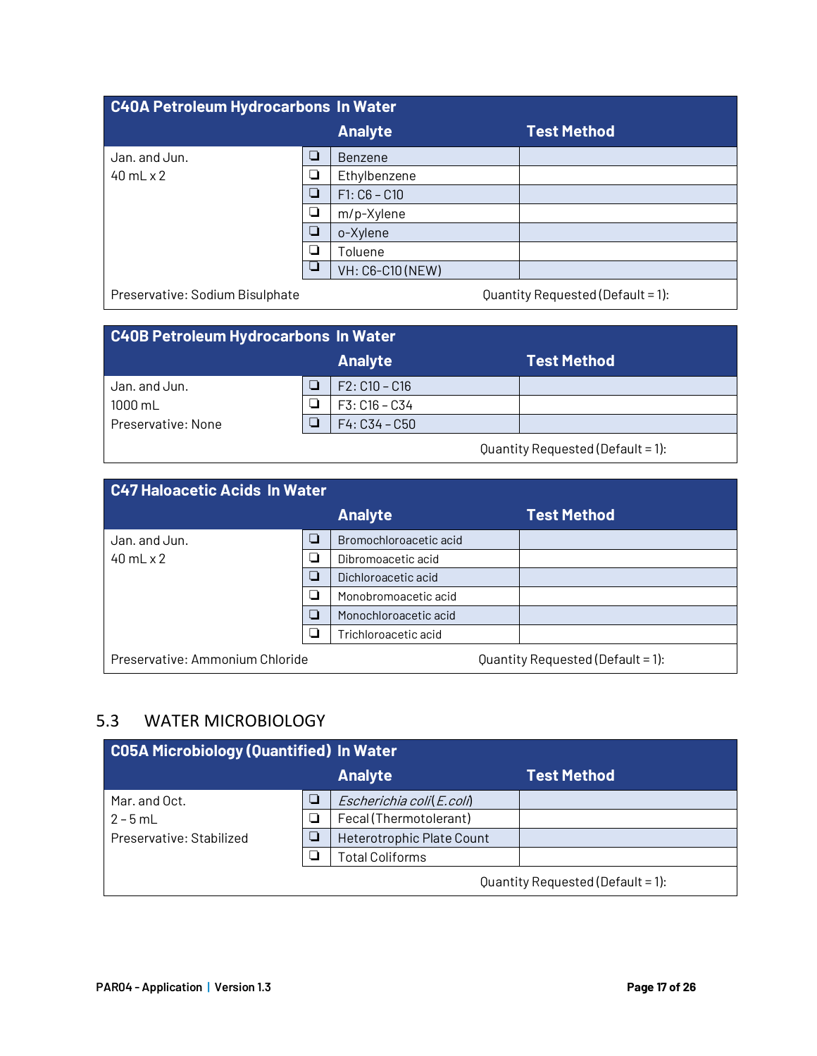| C40A Petroleum Hydrocarbons In Water | | Analyte | Test Method |
|---|---|---|---|
| Jan. and Jun.<br>40 mL x 2 | ❑ | Benzene | |
| | ❑ | Ethylbenzene | |
| | ❑ | F1: C6 – C10 | |
| | ❑ | m/p-Xylene | |
| | ❑ | o-Xylene | |
| | ❑ | Toluene | |
| | ❑ | VH: C6-C10 (NEW) | |
| Preservative: Sodium Bisulphate | | | Quantity Requested (Default = 1): |

| C40B Petroleum Hydrocarbons In Water | | Analyte | Test Method |
|---|---|---|---|
| Jan. and Jun.<br>1000 mL<br>Preservative: None | ❑ | F2: C10 – C16 | |
| | ❑ | F3: C16 – C34 | |
| | ❑ | F4: C34 – C50 | |
| | | | Quantity Requested (Default = 1): |

| C47 Haloacetic Acids In Water | | Analyte | Test Method |
|---|---|---|---|
| Jan. and Jun.<br>40 mL x 2 | ❑ | Bromochloroacetic acid | |
| | ❑ | Dibromoacetic acid | |
| | ❑ | Dichloroacetic acid | |
| | ❑ | Monobromoacetic acid | |
| | ❑ | Monochloroacetic acid | |
| | ❑ | Trichloroacetic acid | |
| Preservative: Ammonium Chloride | | | Quantity Requested (Default = 1): |

## 5.3 WATER MICROBIOLOGY

| C05A Microbiology (Quantified) In Water | | Analyte | Test Method |
|---|---|---|---|
| Mar. and Oct.<br>2 – 5 mL<br>Preservative: Stabilized | ❑ | *Escherichia coli* (*E.coli*) | |
| | ❑ | Fecal (Thermotolerant) | |
| | ❑ | Heterotrophic Plate Count | |
| | ❑ | Total Coliforms | |
| | | | Quantity Requested (Default = 1): |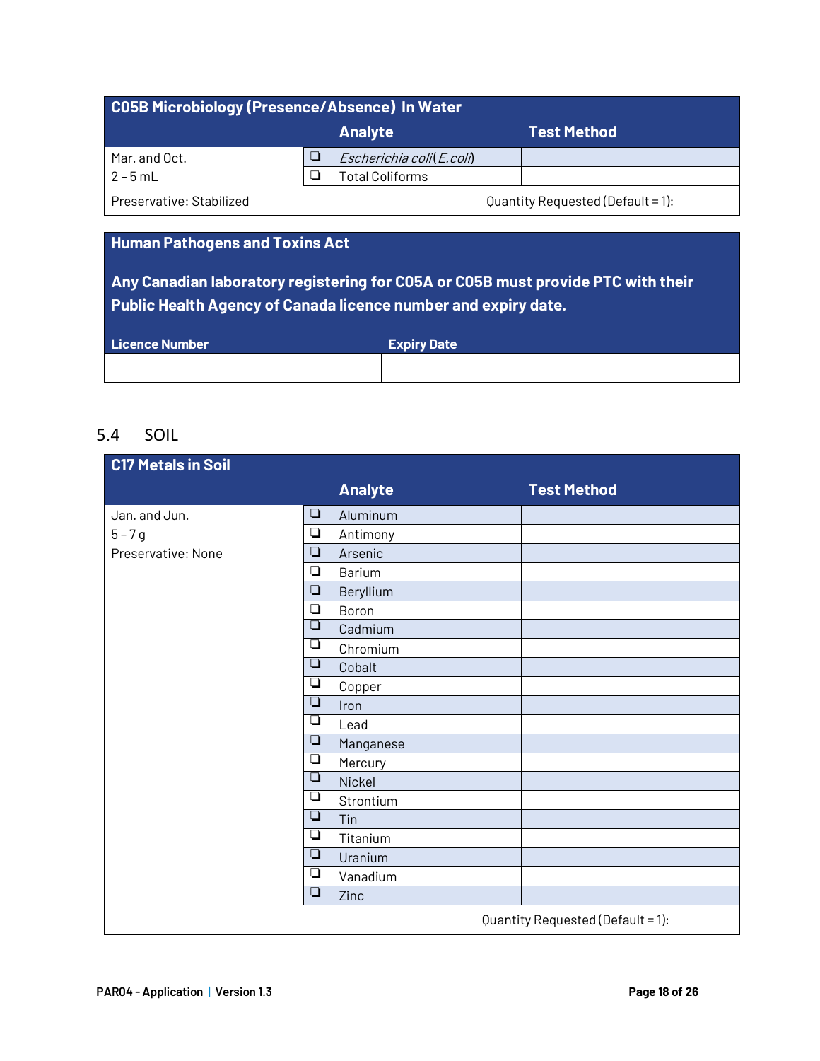| C05B Microbiology (Presence/Absence) In Water | | Analyte | Test Method |
|---|---|---|---|
| Mar. and Oct. | ❏ | *Escherichia coli* (*E.coli*) | |
| 2 – 5 mL | ❏ | Total Coliforms | |
| Preservative: Stabilized | | Quantity Requested (Default = 1): | |

| Human Pathogens and Toxins Act | |
|---|---|
| **Any Canadian laboratory registering for C05A or C05B must provide PTC with their Public Health Agency of Canada licence number and expiry date.** | |
| **Licence Number** | **Expiry Date** |
| | |

## 5.4 SOIL

| C17 Metals in Soil | | Analyte | Test Method |
|---|---|---|---|
| Jan. and Jun. | ❏ | Aluminum | |
| 5 – 7 g | ❏ | Antimony | |
| Preservative: None | ❏ | Arsenic | |
| | ❏ | Barium | |
| | ❏ | Beryllium | |
| | ❏ | Boron | |
| | ❏ | Cadmium | |
| | ❏ | Chromium | |
| | ❏ | Cobalt | |
| | ❏ | Copper | |
| | ❏ | Iron | |
| | ❏ | Lead | |
| | ❏ | Manganese | |
| | ❏ | Mercury | |
| | ❏ | Nickel | |
| | ❏ | Strontium | |
| | ❏ | Tin | |
| | ❏ | Titanium | |
| | ❏ | Uranium | |
| | ❏ | Vanadium | |
| | ❏ | Zinc | |
| | | Quantity Requested (Default = 1): | |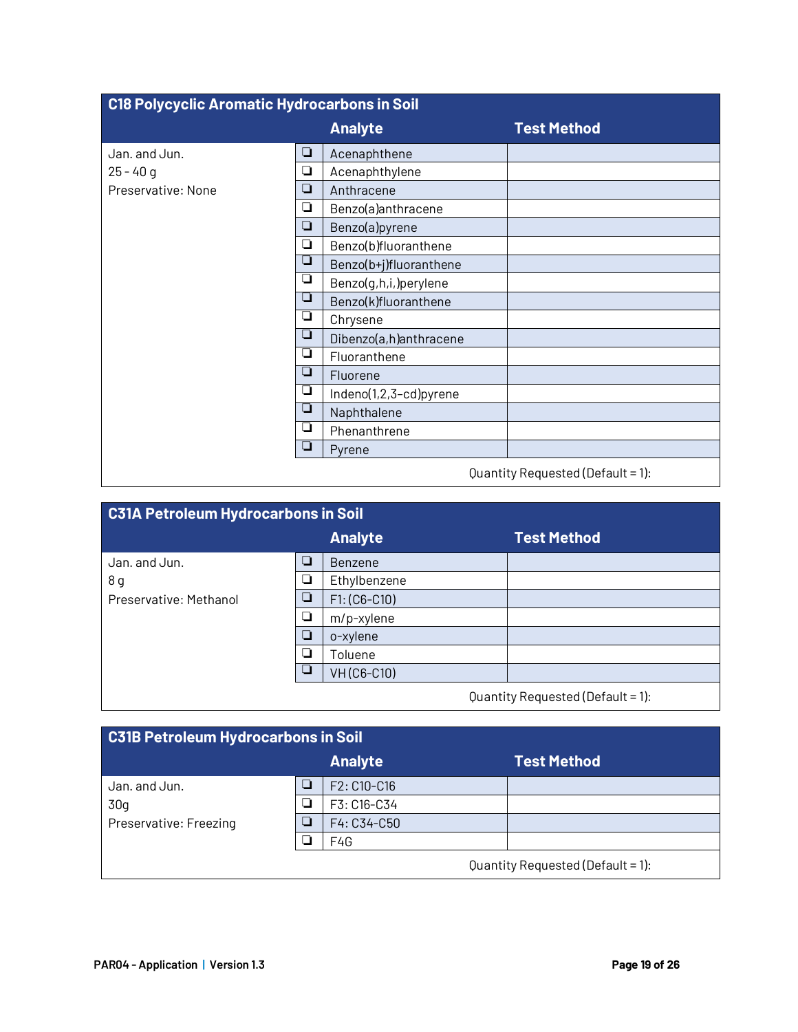| C18 Polycyclic Aromatic Hydrocarbons in Soil | | Analyte | Test Method |
|---|---|---|---|
| Jan. and Jun.<br>25 - 40 g<br>Preservative: None | ❏ | Acenaphthene | |
| | ❏ | Acenaphthylene | |
| | ❏ | Anthracene | |
| | ❏ | Benzo(a)anthracene | |
| | ❏ | Benzo(a)pyrene | |
| | ❏ | Benzo(b)fluoranthene | |
| | ❏ | Benzo(b+j)fluoranthene | |
| | ❏ | Benzo(g,h,i,)perylene | |
| | ❏ | Benzo(k)fluoranthene | |
| | ❏ | Chrysene | |
| | ❏ | Dibenzo(a,h)anthracene | |
| | ❏ | Fluoranthene | |
| | ❏ | Fluorene | |
| | ❏ | Indeno(1,2,3-cd)pyrene | |
| | ❏ | Naphthalene | |
| | ❏ | Phenanthrene | |
| | ❏ | Pyrene | |
| | | | Quantity Requested (Default = 1): |

| C31A Petroleum Hydrocarbons in Soil | | Analyte | Test Method |
|---|---|---|---|
| Jan. and Jun.<br>8 g<br>Preservative: Methanol | ❏ | Benzene | |
| | ❏ | Ethylbenzene | |
| | ❏ | F1: (C6-C10) | |
| | ❏ | m/p-xylene | |
| | ❏ | o-xylene | |
| | ❏ | Toluene | |
| | ❏ | VH (C6-C10) | |
| | | | Quantity Requested (Default = 1): |

| C31B Petroleum Hydrocarbons in Soil | | Analyte | Test Method |
|---|---|---|---|
| Jan. and Jun.<br>30g<br>Preservative: Freezing | ❏ | F2: C10-C16 | |
| | ❏ | F3: C16-C34 | |
| | ❏ | F4: C34-C50 | |
| | ❏ | F4G | |
| | | | Quantity Requested (Default = 1): |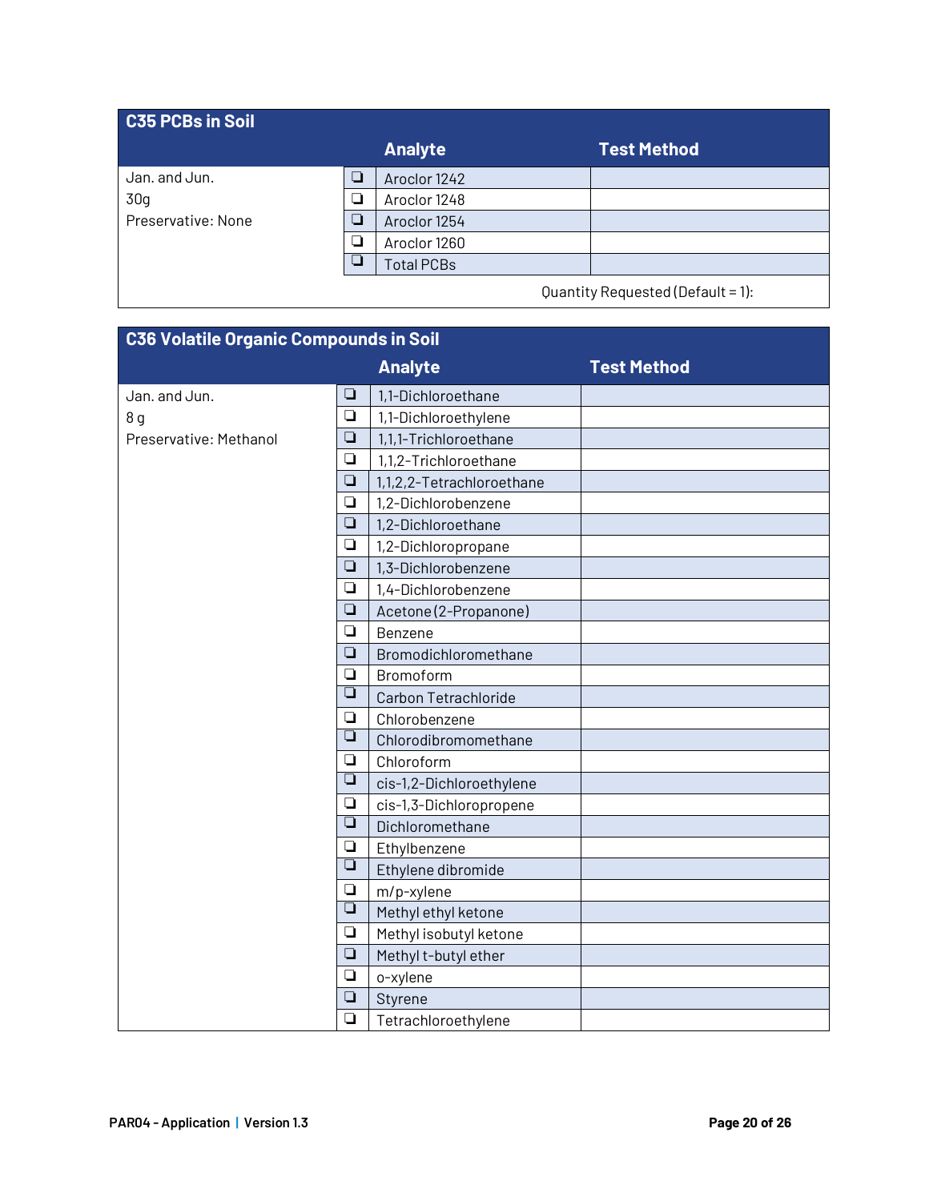## C35 PCBs in Soil

| | | Analyte | Test Method |
|---|---|---|---|
| Jan. and Jun.<br>30g<br>Preservative: None | ❑ | Aroclor 1242 | |
| | ❑ | Aroclor 1248 | |
| | ❑ | Aroclor 1254 | |
| | ❑ | Aroclor 1260 | |
| | ❑ | Total PCBs | |

Quantity Requested (Default = 1):

## C36 Volatile Organic Compounds in Soil

| | | Analyte | Test Method |
|---|---|---|---|
| Jan. and Jun.<br>8 g<br>Preservative: Methanol | ❑ | 1,1-Dichloroethane | |
| | ❑ | 1,1-Dichloroethylene | |
| | ❑ | 1,1,1-Trichloroethane | |
| | ❑ | 1,1,2-Trichloroethane | |
| | ❑ | 1,1,2,2-Tetrachloroethane | |
| | ❑ | 1,2-Dichlorobenzene | |
| | ❑ | 1,2-Dichloroethane | |
| | ❑ | 1,2-Dichloropropane | |
| | ❑ | 1,3-Dichlorobenzene | |
| | ❑ | 1,4-Dichlorobenzene | |
| | ❑ | Acetone (2-Propanone) | |
| | ❑ | Benzene | |
| | ❑ | Bromodichloromethane | |
| | ❑ | Bromoform | |
| | ❑ | Carbon Tetrachloride | |
| | ❑ | Chlorobenzene | |
| | ❑ | Chlorodibromomethane | |
| | ❑ | Chloroform | |
| | ❑ | cis-1,2-Dichloroethylene | |
| | ❑ | cis-1,3-Dichloropropene | |
| | ❑ | Dichloromethane | |
| | ❑ | Ethylbenzene | |
| | ❑ | Ethylene dibromide | |
| | ❑ | m/p-xylene | |
| | ❑ | Methyl ethyl ketone | |
| | ❑ | Methyl isobutyl ketone | |
| | ❑ | Methyl t-butyl ether | |
| | ❑ | o-xylene | |
| | ❑ | Styrene | |
| | ❑ | Tetrachloroethylene | |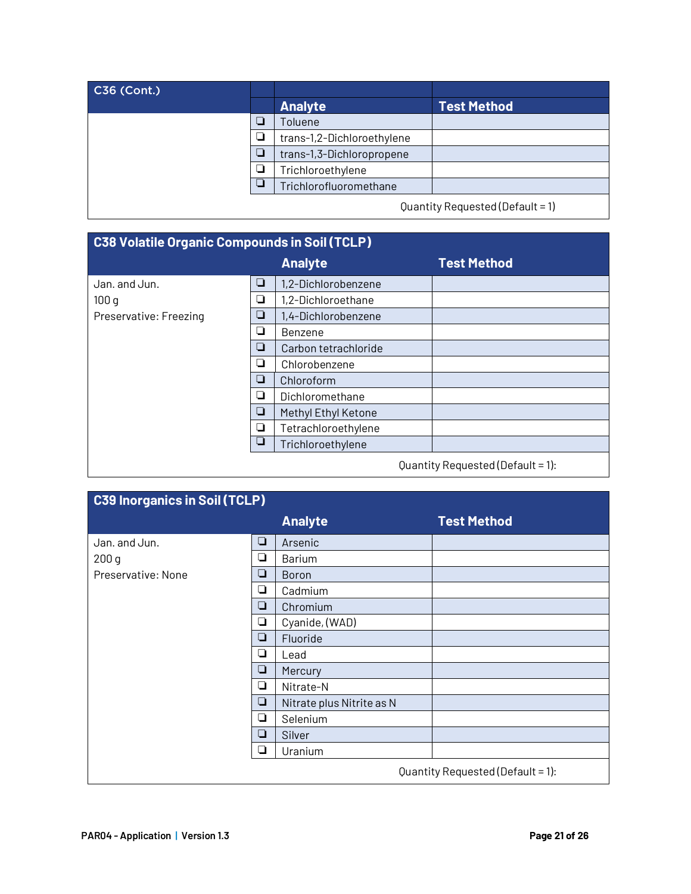| C36 (Cont.) | | Analyte | Test Method |
|---|---|---|---|
| | ❑ | Toluene | |
| | ❑ | trans-1,2-Dichloroethylene | |
| | ❑ | trans-1,3-Dichloropropene | |
| | ❑ | Trichloroethylene | |
| | ❑ | Trichlorofluoromethane | |
| | | | Quantity Requested (Default = 1) |

| C38 Volatile Organic Compounds in Soil (TCLP) | | Analyte | Test Method |
|---|---|---|---|
| Jan. and Jun.<br>100 g<br>Preservative: Freezing | ❑ | 1,2-Dichlorobenzene | |
| | ❑ | 1,2-Dichloroethane | |
| | ❑ | 1,4-Dichlorobenzene | |
| | ❑ | Benzene | |
| | ❑ | Carbon tetrachloride | |
| | ❑ | Chlorobenzene | |
| | ❑ | Chloroform | |
| | ❑ | Dichloromethane | |
| | ❑ | Methyl Ethyl Ketone | |
| | ❑ | Tetrachloroethylene | |
| | ❑ | Trichloroethylene | |
| | | | Quantity Requested (Default = 1): |

| C39 Inorganics in Soil (TCLP) | | Analyte | Test Method |
|---|---|---|---|
| Jan. and Jun.<br>200 g<br>Preservative: None | ❑ | Arsenic | |
| | ❑ | Barium | |
| | ❑ | Boron | |
| | ❑ | Cadmium | |
| | ❑ | Chromium | |
| | ❑ | Cyanide, (WAD) | |
| | ❑ | Fluoride | |
| | ❑ | Lead | |
| | ❑ | Mercury | |
| | ❑ | Nitrate-N | |
| | ❑ | Nitrate plus Nitrite as N | |
| | ❑ | Selenium | |
| | ❑ | Silver | |
| | ❑ | Uranium | |
| | | | Quantity Requested (Default = 1): |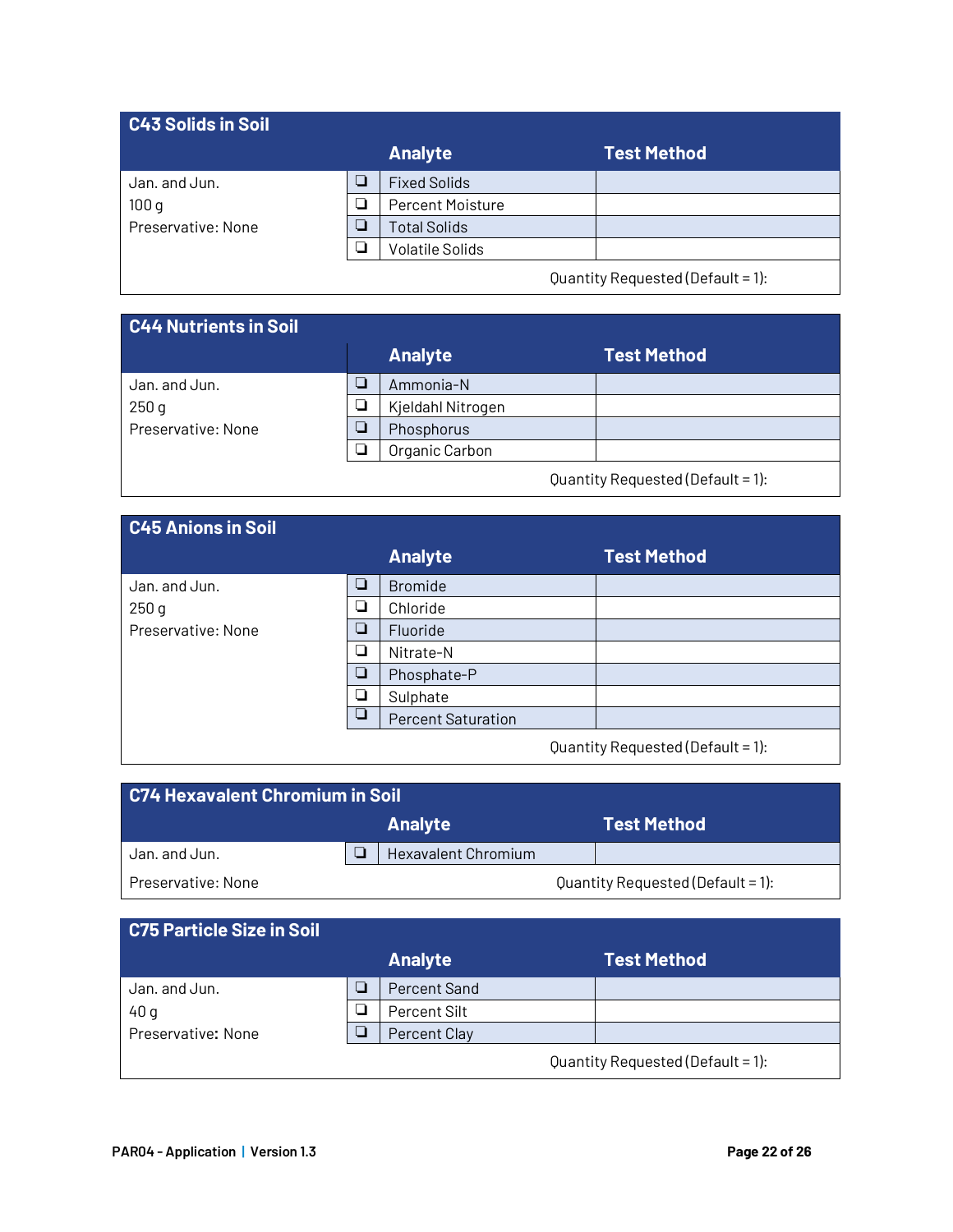## C43 Solids in Soil

| | | Analyte | Test Method |
|---|---|---|---|
| Jan. and Jun. | ❑ | Fixed Solids | |
| 100 g | ❑ | Percent Moisture | |
| Preservative: None | ❑ | Total Solids | |
| | ❑ | Volatile Solids | |

Quantity Requested (Default = 1):

## C44 Nutrients in Soil

| | | Analyte | Test Method |
|---|---|---|---|
| Jan. and Jun. | ❑ | Ammonia-N | |
| 250 g | ❑ | Kjeldahl Nitrogen | |
| Preservative: None | ❑ | Phosphorus | |
| | ❑ | Organic Carbon | |

Quantity Requested (Default = 1):

## C45 Anions in Soil

| | | Analyte | Test Method |
|---|---|---|---|
| Jan. and Jun. | ❑ | Bromide | |
| 250 g | ❑ | Chloride | |
| Preservative: None | ❑ | Fluoride | |
| | ❑ | Nitrate-N | |
| | ❑ | Phosphate-P | |
| | ❑ | Sulphate | |
| | ❑ | Percent Saturation | |

Quantity Requested (Default = 1):

## C74 Hexavalent Chromium in Soil

| | | Analyte | Test Method |
|---|---|---|---|
| Jan. and Jun. | ❑ | Hexavalent Chromium | |

Preservative: None

Quantity Requested (Default = 1):

## C75 Particle Size in Soil

| | | Analyte | Test Method |
|---|---|---|---|
| Jan. and Jun. | ❑ | Percent Sand | |
| 40 g | ❑ | Percent Silt | |
| Preservative: None | ❑ | Percent Clay | |

Quantity Requested (Default = 1):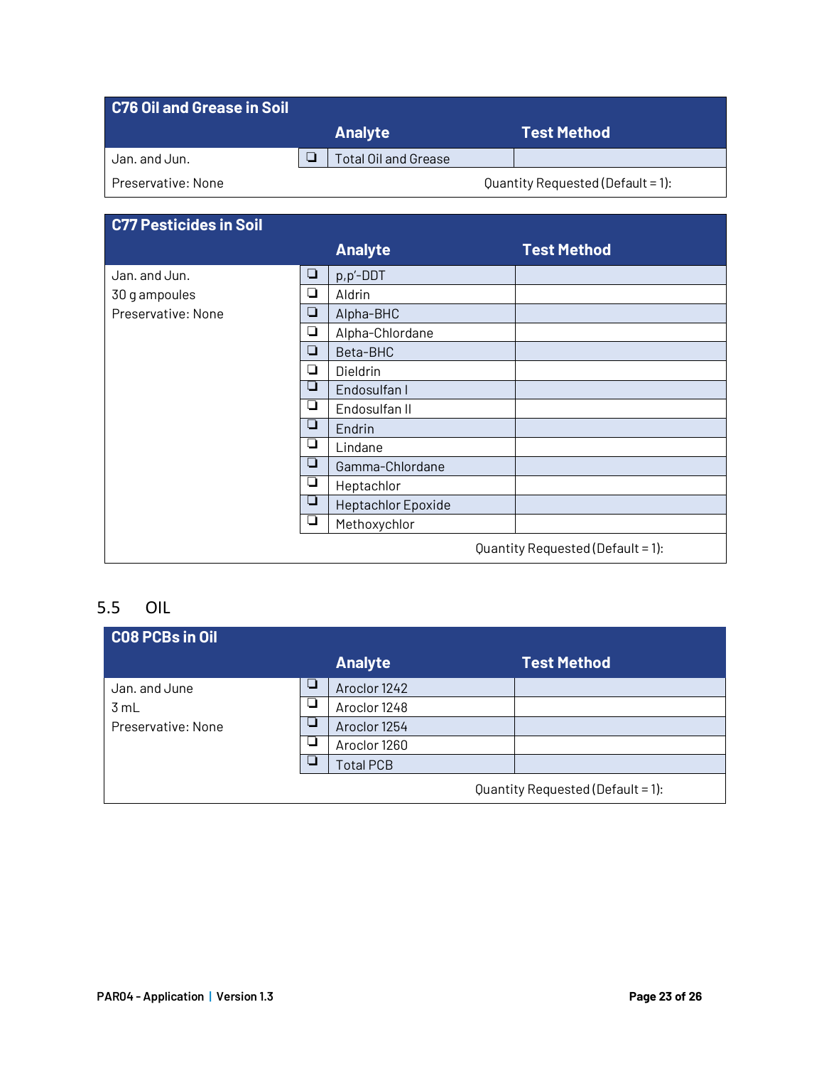| C76 Oil and Grease in Soil | | | |
|---|---|---|---|
| | | **Analyte** | **Test Method** |
| Jan. and Jun. | ❑ | Total Oil and Grease | |
| Preservative: None | | | Quantity Requested (Default = 1): |

| C77 Pesticides in Soil | | | |
|---|---|---|---|
| | | **Analyte** | **Test Method** |
| Jan. and Jun. | ❑ | p,p'-DDT | |
| 30 g ampoules | ❑ | Aldrin | |
| Preservative: None | ❑ | Alpha-BHC | |
| | ❑ | Alpha-Chlordane | |
| | ❑ | Beta-BHC | |
| | ❑ | Dieldrin | |
| | ❑ | Endosulfan I | |
| | ❑ | Endosulfan II | |
| | ❑ | Endrin | |
| | ❑ | Lindane | |
| | ❑ | Gamma-Chlordane | |
| | ❑ | Heptachlor | |
| | ❑ | Heptachlor Epoxide | |
| | ❑ | Methoxychlor | |
| | | | Quantity Requested (Default = 1): |

## 5.5 OIL

| C08 PCBs in Oil | | | |
|---|---|---|---|
| | | **Analyte** | **Test Method** |
| Jan. and June | ❑ | Aroclor 1242 | |
| 3 mL | ❑ | Aroclor 1248 | |
| Preservative: None | ❑ | Aroclor 1254 | |
| | ❑ | Aroclor 1260 | |
| | ❑ | Total PCB | |
| | | | Quantity Requested (Default = 1): |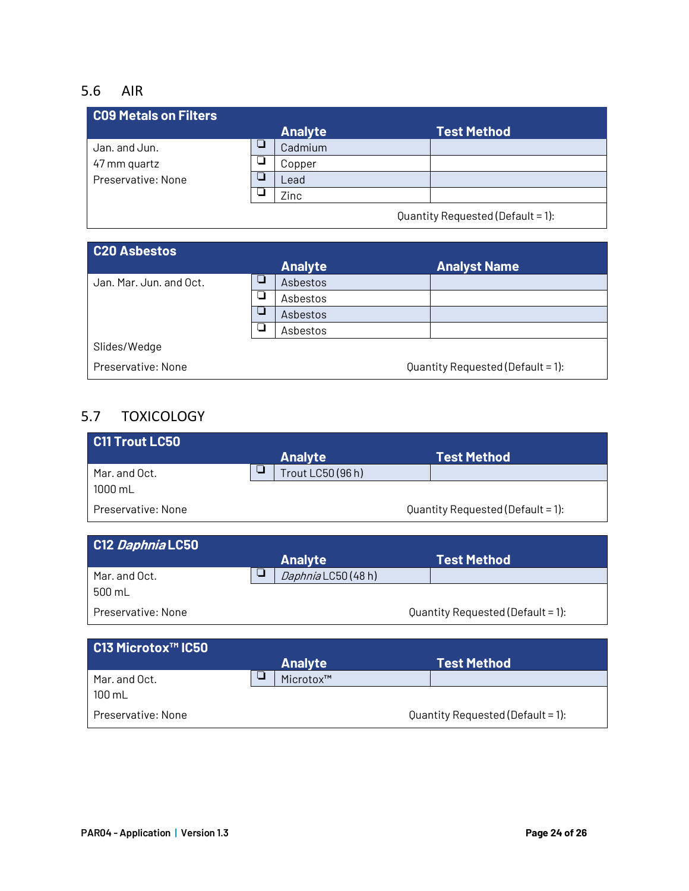## 5.6 AIR

| C09 Metals on Filters | | Analyte | Test Method |
|---|---|---|---|
| Jan. and Jun. | ❑ | Cadmium | |
| 47 mm quartz | ❑ | Copper | |
| Preservative: None | ❑ | Lead | |
| | ❑ | Zinc | |
| | | Quantity Requested (Default = 1): | |

| C20 Asbestos | | Analyte | Analyst Name |
|---|---|---|---|
| Jan. Mar. Jun. and Oct. | ❑ | Asbestos | |
| | ❑ | Asbestos | |
| | ❑ | Asbestos | |
| | ❑ | Asbestos | |
| Slides/Wedge | | | |
| Preservative: None | | Quantity Requested (Default = 1): | |

## 5.7 TOXICOLOGY

| C11 Trout LC50 | | Analyte | Test Method |
|---|---|---|---|
| Mar. and Oct. | ❑ | Trout LC50 (96 h) | |
| 1000 mL | | | |
| Preservative: None | | Quantity Requested (Default = 1): | |

| C12 *Daphnia* LC50 | | Analyte | Test Method |
|---|---|---|---|
| Mar. and Oct. | ❑ | *Daphnia* LC50 (48 h) | |
| 500 mL | | | |
| Preservative: None | | Quantity Requested (Default = 1): | |

| C13 Microtox™ IC50 | | Analyte | Test Method |
|---|---|---|---|
| Mar. and Oct. | ❑ | Microtox™ | |
| 100 mL | | | |
| Preservative: None | | Quantity Requested (Default = 1): | |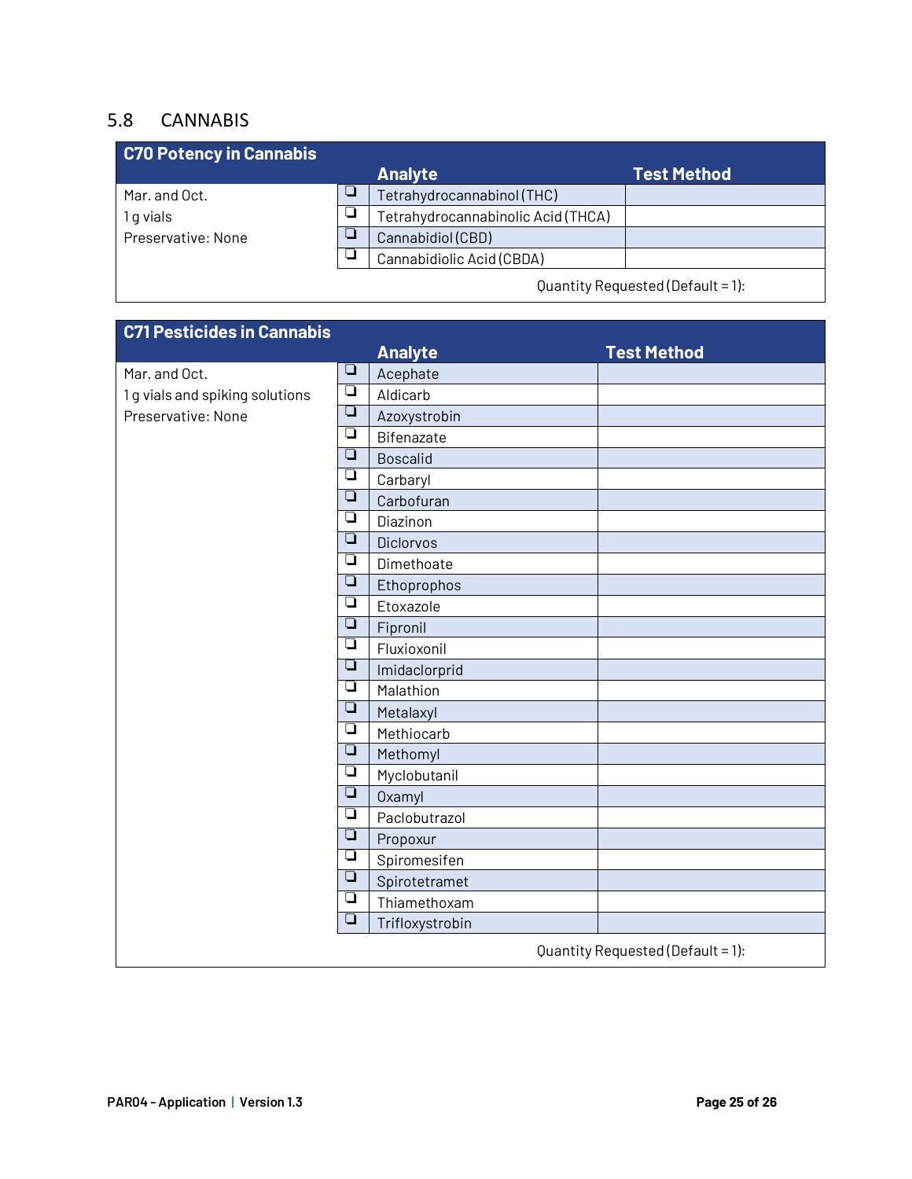## 5.8 CANNABIS

| C70 Potency in Cannabis | | Analyte | Test Method |
|---|---|---|---|
| Mar. and Oct. | ❑ | Tetrahydrocannabinol (THC) | |
| 1 g vials | ❑ | Tetrahydrocannabinolic Acid (THCA) | |
| Preservative: None | ❑ | Cannabidiol (CBD) | |
| | ❑ | Cannabidiolic Acid (CBDA) | |
| | | Quantity Requested (Default = 1): | |

| C71 Pesticides in Cannabis | | Analyte | Test Method |
|---|---|---|---|
| Mar. and Oct. | ❑ | Acephate | |
| 1 g vials and spiking solutions | ❑ | Aldicarb | |
| Preservative: None | ❑ | Azoxystrobin | |
| | ❑ | Bifenazate | |
| | ❑ | Boscalid | |
| | ❑ | Carbaryl | |
| | ❑ | Carbofuran | |
| | ❑ | Diazinon | |
| | ❑ | Diclorvos | |
| | ❑ | Dimethoate | |
| | ❑ | Ethoprophos | |
| | ❑ | Etoxazole | |
| | ❑ | Fipronil | |
| | ❑ | Fluxioxonil | |
| | ❑ | Imidaclorprid | |
| | ❑ | Malathion | |
| | ❑ | Metalaxyl | |
| | ❑ | Methiocarb | |
| | ❑ | Methomyl | |
| | ❑ | Myclobutanil | |
| | ❑ | Oxamyl | |
| | ❑ | Paclobutrazol | |
| | ❑ | Propoxur | |
| | ❑ | Spiromesifen | |
| | ❑ | Spirotetramet | |
| | ❑ | Thiamethoxam | |
| | ❑ | Trifloxystrobin | |
| | | Quantity Requested (Default = 1): | |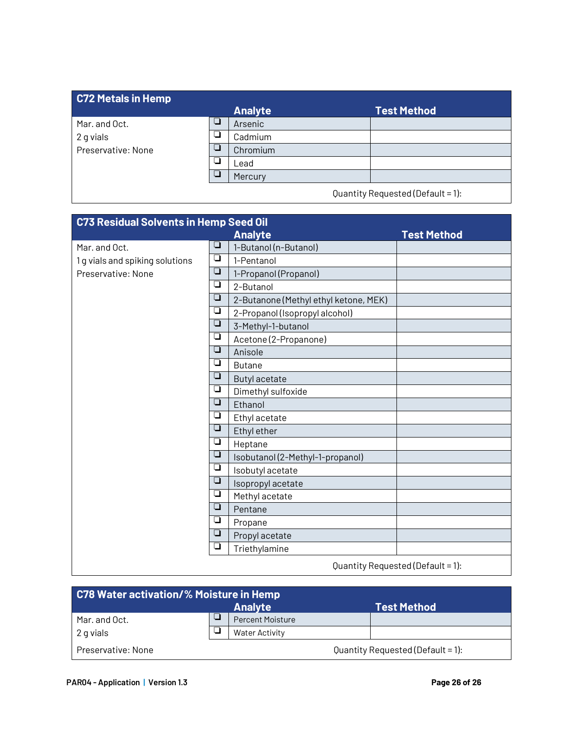## C72 Metals in Hemp

| | | Analyte | Test Method |
|---|---|---|---|
| Mar. and Oct. | ❑ | Arsenic | |
| 2 g vials | ❑ | Cadmium | |
| Preservative: None | ❑ | Chromium | |
| | ❑ | Lead | |
| | ❑ | Mercury | |

Quantity Requested (Default = 1):

## C73 Residual Solvents in Hemp Seed Oil

| | | Analyte | Test Method |
|---|---|---|---|
| Mar. and Oct. | ❑ | 1-Butanol (n-Butanol) | |
| 1 g vials and spiking solutions | ❑ | 1-Pentanol | |
| Preservative: None | ❑ | 1-Propanol (Propanol) | |
| | ❑ | 2-Butanol | |
| | ❑ | 2-Butanone (Methyl ethyl ketone, MEK) | |
| | ❑ | 2-Propanol (Isopropyl alcohol) | |
| | ❑ | 3-Methyl-1-butanol | |
| | ❑ | Acetone (2-Propanone) | |
| | ❑ | Anisole | |
| | ❑ | Butane | |
| | ❑ | Butyl acetate | |
| | ❑ | Dimethyl sulfoxide | |
| | ❑ | Ethanol | |
| | ❑ | Ethyl acetate | |
| | ❑ | Ethyl ether | |
| | ❑ | Heptane | |
| | ❑ | Isobutanol (2-Methyl-1-propanol) | |
| | ❑ | Isobutyl acetate | |
| | ❑ | Isopropyl acetate | |
| | ❑ | Methyl acetate | |
| | ❑ | Pentane | |
| | ❑ | Propane | |
| | ❑ | Propyl acetate | |
| | ❑ | Triethylamine | |

Quantity Requested (Default = 1):

## C78 Water activation/% Moisture in Hemp

| | | Analyte | Test Method |
|---|---|---|---|
| Mar. and Oct. | ❑ | Percent Moisture | |
| 2 g vials | ❑ | Water Activity | |

Preservative: None

Quantity Requested (Default = 1):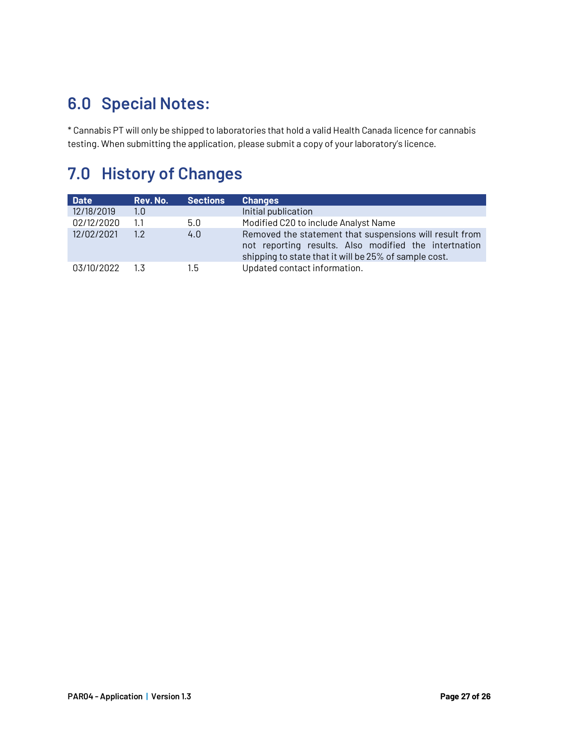## 6.0 Special Notes:

* Cannabis PT will only be shipped to laboratories that hold a valid Health Canada licence for cannabis testing. When submitting the application, please submit a copy of your laboratory's licence.

## 7.0 History of Changes

| Date | Rev. No. | Sections | Changes |
|---|---|---|---|
| 12/18/2019 | 1.0 | | Initial publication |
| 02/12/2020 | 1.1 | 5.0 | Modified C20 to include Analyst Name |
| 12/02/2021 | 1.2 | 4.0 | Removed the statement that suspensions will result from not reporting results. Also modified the intertnation shipping to state that it will be 25% of sample cost. |
| 03/10/2022 | 1.3 | 1.5 | Updated contact information. |